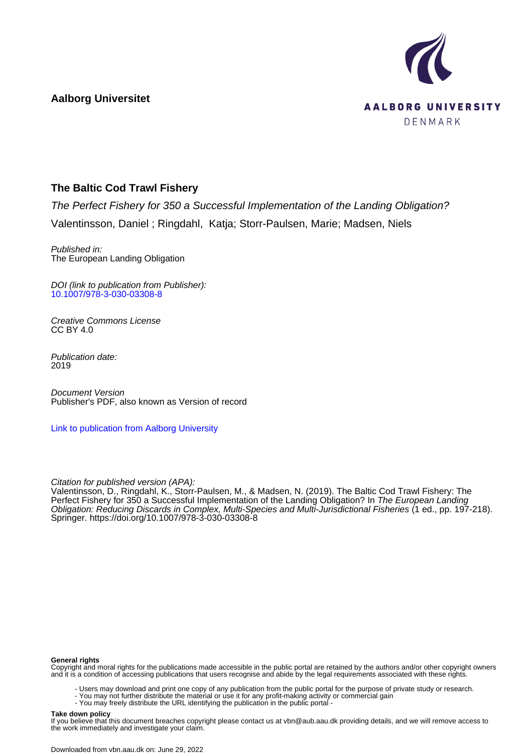**Aalborg Universitet**

AALBORG UNIVERSITY
DENMARK

## The Baltic Cod Trawl Fishery

*The Perfect Fishery for 350 a Successful Implementation of the Landing Obligation?*

Valentinsson, Daniel ; Ringdahl, Katja; Storr-Paulsen, Marie; Madsen, Niels

*Published in:*
The European Landing Obligation

*DOI (link to publication from Publisher):*
10.1007/978-3-030-03308-8

*Creative Commons License*
CC BY 4.0

*Publication date:*
2019

*Document Version*
Publisher's PDF, also known as Version of record

Link to publication from Aalborg University

*Citation for published version (APA):*
Valentinsson, D., Ringdahl, K., Storr-Paulsen, M., & Madsen, N. (2019). The Baltic Cod Trawl Fishery: The Perfect Fishery for 350 a Successful Implementation of the Landing Obligation? In *The European Landing Obligation: Reducing Discards in Complex, Multi-Species and Multi-Jurisdictional Fisheries* (1 ed., pp. 197-218). Springer. https://doi.org/10.1007/978-3-030-03308-8

**General rights**
Copyright and moral rights for the publications made accessible in the public portal are retained by the authors and/or other copyright owners and it is a condition of accessing publications that users recognise and abide by the legal requirements associated with these rights.

- Users may download and print one copy of any publication from the public portal for the purpose of private study or research.
- You may not further distribute the material or use it for any profit-making activity or commercial gain
- You may freely distribute the URL identifying the publication in the public portal -

**Take down policy**
If you believe that this document breaches copyright please contact us at vbn@aub.aau.dk providing details, and we will remove access to the work immediately and investigate your claim.

Downloaded from vbn.aau.dk on: June 29, 2022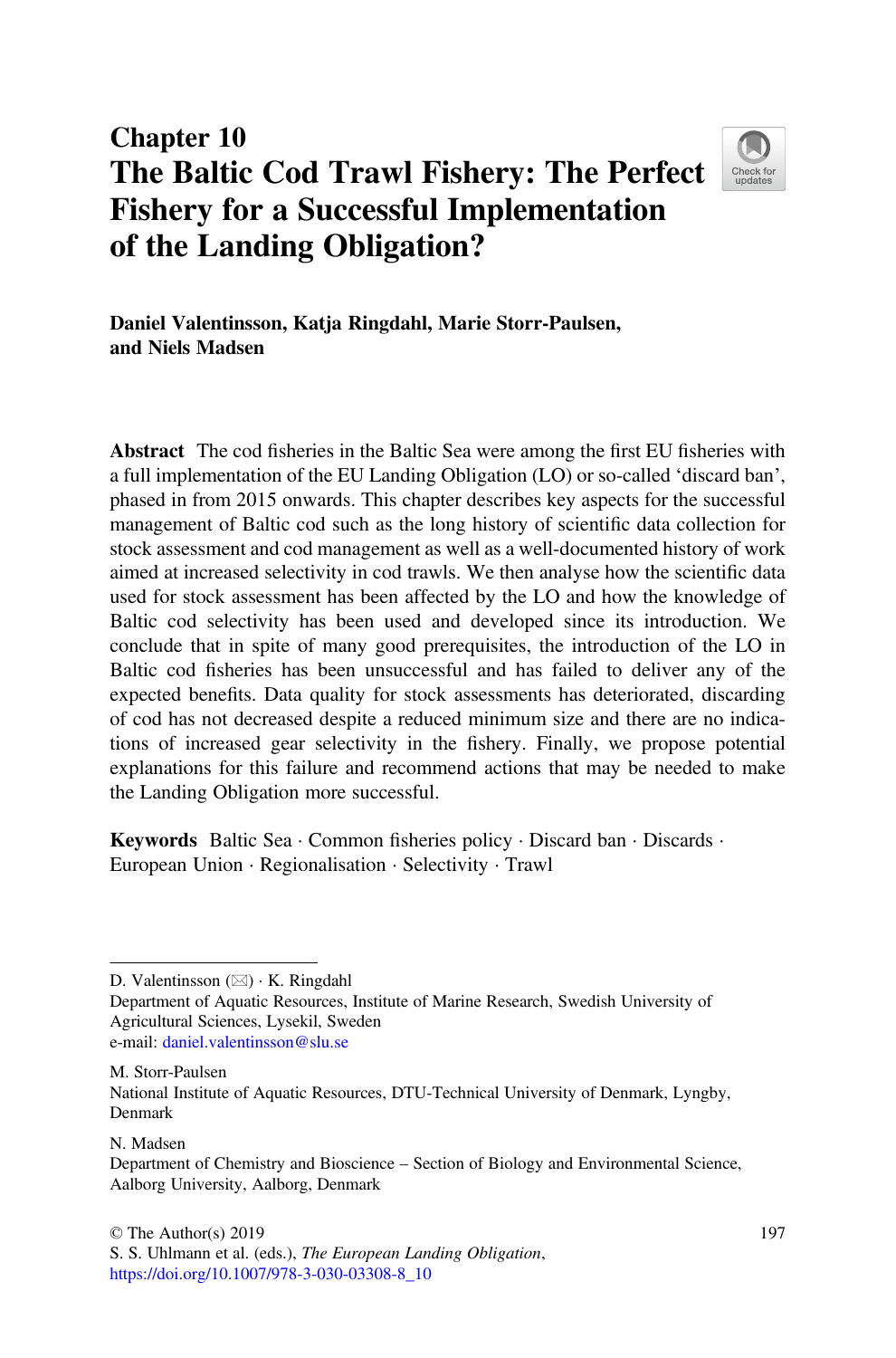# Chapter 10
# The Baltic Cod Trawl Fishery: The Perfect Fishery for a Successful Implementation of the Landing Obligation?

**Daniel Valentinsson, Katja Ringdahl, Marie Storr-Paulsen, and Niels Madsen**

**Abstract** The cod fisheries in the Baltic Sea were among the first EU fisheries with a full implementation of the EU Landing Obligation (LO) or so-called 'discard ban', phased in from 2015 onwards. This chapter describes key aspects for the successful management of Baltic cod such as the long history of scientific data collection for stock assessment and cod management as well as a well-documented history of work aimed at increased selectivity in cod trawls. We then analyse how the scientific data used for stock assessment has been affected by the LO and how the knowledge of Baltic cod selectivity has been used and developed since its introduction. We conclude that in spite of many good prerequisites, the introduction of the LO in Baltic cod fisheries has been unsuccessful and has failed to deliver any of the expected benefits. Data quality for stock assessments has deteriorated, discarding of cod has not decreased despite a reduced minimum size and there are no indications of increased gear selectivity in the fishery. Finally, we propose potential explanations for this failure and recommend actions that may be needed to make the Landing Obligation more successful.

**Keywords** Baltic Sea · Common fisheries policy · Discard ban · Discards · European Union · Regionalisation · Selectivity · Trawl

---

D. Valentinsson (✉) · K. Ringdahl
Department of Aquatic Resources, Institute of Marine Research, Swedish University of Agricultural Sciences, Lysekil, Sweden
e-mail: daniel.valentinsson@slu.se

M. Storr-Paulsen
National Institute of Aquatic Resources, DTU-Technical University of Denmark, Lyngby, Denmark

N. Madsen
Department of Chemistry and Bioscience – Section of Biology and Environmental Science, Aalborg University, Aalborg, Denmark

© The Author(s) 2019
S. S. Uhlmann et al. (eds.), *The European Landing Obligation*,
https://doi.org/10.1007/978-3-030-03308-8_10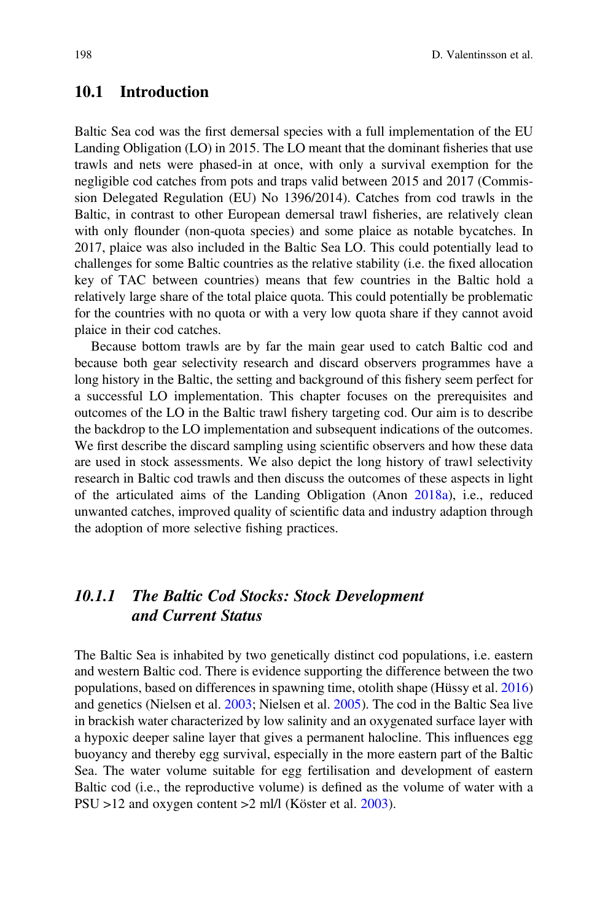## 10.1 Introduction

Baltic Sea cod was the first demersal species with a full implementation of the EU Landing Obligation (LO) in 2015. The LO meant that the dominant fisheries that use trawls and nets were phased-in at once, with only a survival exemption for the negligible cod catches from pots and traps valid between 2015 and 2017 (Commission Delegated Regulation (EU) No 1396/2014). Catches from cod trawls in the Baltic, in contrast to other European demersal trawl fisheries, are relatively clean with only flounder (non-quota species) and some plaice as notable bycatches. In 2017, plaice was also included in the Baltic Sea LO. This could potentially lead to challenges for some Baltic countries as the relative stability (i.e. the fixed allocation key of TAC between countries) means that few countries in the Baltic hold a relatively large share of the total plaice quota. This could potentially be problematic for the countries with no quota or with a very low quota share if they cannot avoid plaice in their cod catches.

Because bottom trawls are by far the main gear used to catch Baltic cod and because both gear selectivity research and discard observers programmes have a long history in the Baltic, the setting and background of this fishery seem perfect for a successful LO implementation. This chapter focuses on the prerequisites and outcomes of the LO in the Baltic trawl fishery targeting cod. Our aim is to describe the backdrop to the LO implementation and subsequent indications of the outcomes. We first describe the discard sampling using scientific observers and how these data are used in stock assessments. We also depict the long history of trawl selectivity research in Baltic cod trawls and then discuss the outcomes of these aspects in light of the articulated aims of the Landing Obligation (Anon 2018a), i.e., reduced unwanted catches, improved quality of scientific data and industry adaption through the adoption of more selective fishing practices.

### *10.1.1 The Baltic Cod Stocks: Stock Development and Current Status*

The Baltic Sea is inhabited by two genetically distinct cod populations, i.e. eastern and western Baltic cod. There is evidence supporting the difference between the two populations, based on differences in spawning time, otolith shape (Hüssy et al. 2016) and genetics (Nielsen et al. 2003; Nielsen et al. 2005). The cod in the Baltic Sea live in brackish water characterized by low salinity and an oxygenated surface layer with a hypoxic deeper saline layer that gives a permanent halocline. This influences egg buoyancy and thereby egg survival, especially in the more eastern part of the Baltic Sea. The water volume suitable for egg fertilisation and development of eastern Baltic cod (i.e., the reproductive volume) is defined as the volume of water with a PSU >12 and oxygen content >2 ml/l (Köster et al. 2003).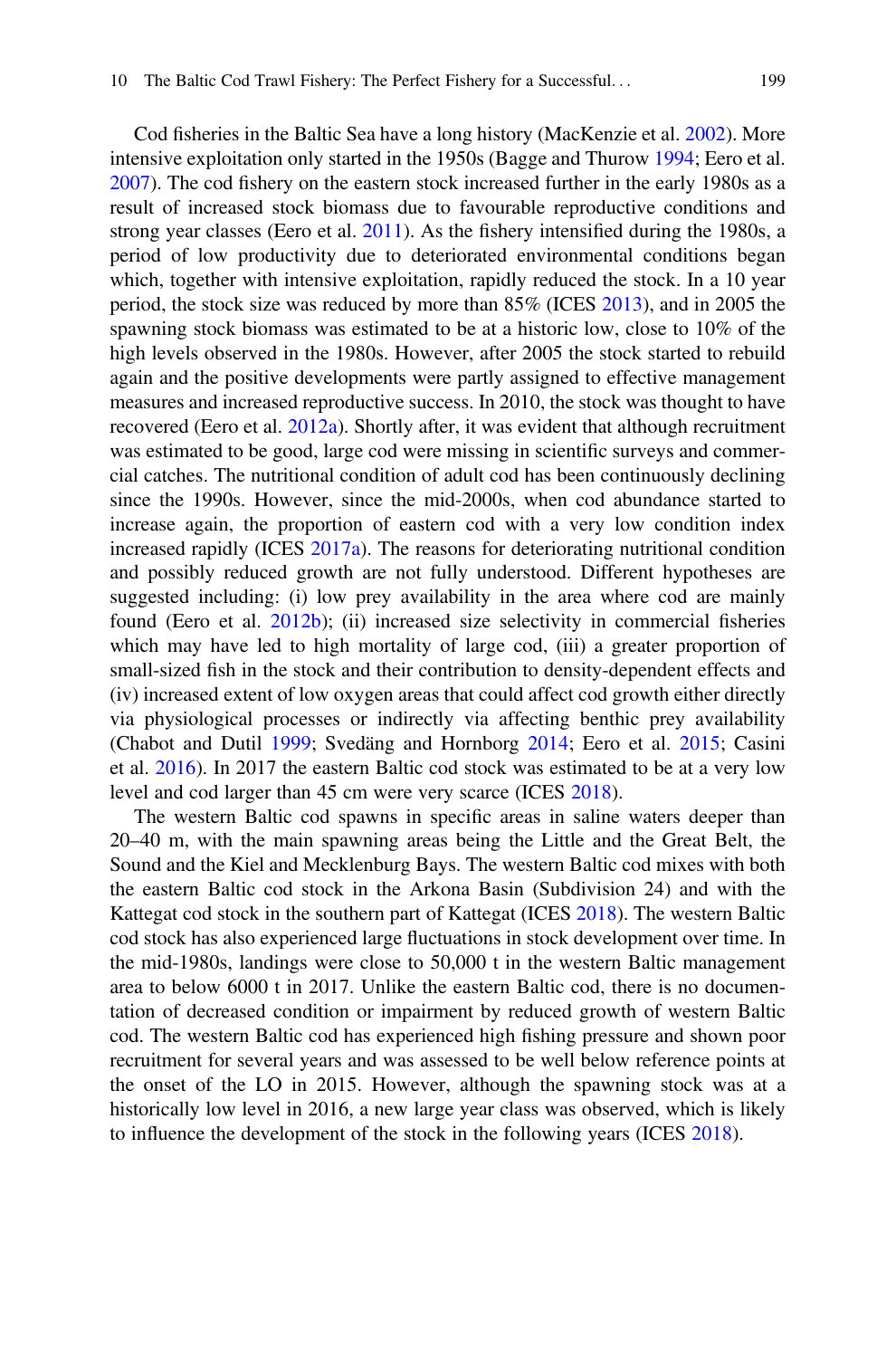Cod fisheries in the Baltic Sea have a long history (MacKenzie et al. 2002). More intensive exploitation only started in the 1950s (Bagge and Thurow 1994; Eero et al. 2007). The cod fishery on the eastern stock increased further in the early 1980s as a result of increased stock biomass due to favourable reproductive conditions and strong year classes (Eero et al. 2011). As the fishery intensified during the 1980s, a period of low productivity due to deteriorated environmental conditions began which, together with intensive exploitation, rapidly reduced the stock. In a 10 year period, the stock size was reduced by more than 85% (ICES 2013), and in 2005 the spawning stock biomass was estimated to be at a historic low, close to 10% of the high levels observed in the 1980s. However, after 2005 the stock started to rebuild again and the positive developments were partly assigned to effective management measures and increased reproductive success. In 2010, the stock was thought to have recovered (Eero et al. 2012a). Shortly after, it was evident that although recruitment was estimated to be good, large cod were missing in scientific surveys and commercial catches. The nutritional condition of adult cod has been continuously declining since the 1990s. However, since the mid-2000s, when cod abundance started to increase again, the proportion of eastern cod with a very low condition index increased rapidly (ICES 2017a). The reasons for deteriorating nutritional condition and possibly reduced growth are not fully understood. Different hypotheses are suggested including: (i) low prey availability in the area where cod are mainly found (Eero et al. 2012b); (ii) increased size selectivity in commercial fisheries which may have led to high mortality of large cod, (iii) a greater proportion of small-sized fish in the stock and their contribution to density-dependent effects and (iv) increased extent of low oxygen areas that could affect cod growth either directly via physiological processes or indirectly via affecting benthic prey availability (Chabot and Dutil 1999; Svedäng and Hornborg 2014; Eero et al. 2015; Casini et al. 2016). In 2017 the eastern Baltic cod stock was estimated to be at a very low level and cod larger than 45 cm were very scarce (ICES 2018).

The western Baltic cod spawns in specific areas in saline waters deeper than 20–40 m, with the main spawning areas being the Little and the Great Belt, the Sound and the Kiel and Mecklenburg Bays. The western Baltic cod mixes with both the eastern Baltic cod stock in the Arkona Basin (Subdivision 24) and with the Kattegat cod stock in the southern part of Kattegat (ICES 2018). The western Baltic cod stock has also experienced large fluctuations in stock development over time. In the mid-1980s, landings were close to 50,000 t in the western Baltic management area to below 6000 t in 2017. Unlike the eastern Baltic cod, there is no documentation of decreased condition or impairment by reduced growth of western Baltic cod. The western Baltic cod has experienced high fishing pressure and shown poor recruitment for several years and was assessed to be well below reference points at the onset of the LO in 2015. However, although the spawning stock was at a historically low level in 2016, a new large year class was observed, which is likely to influence the development of the stock in the following years (ICES 2018).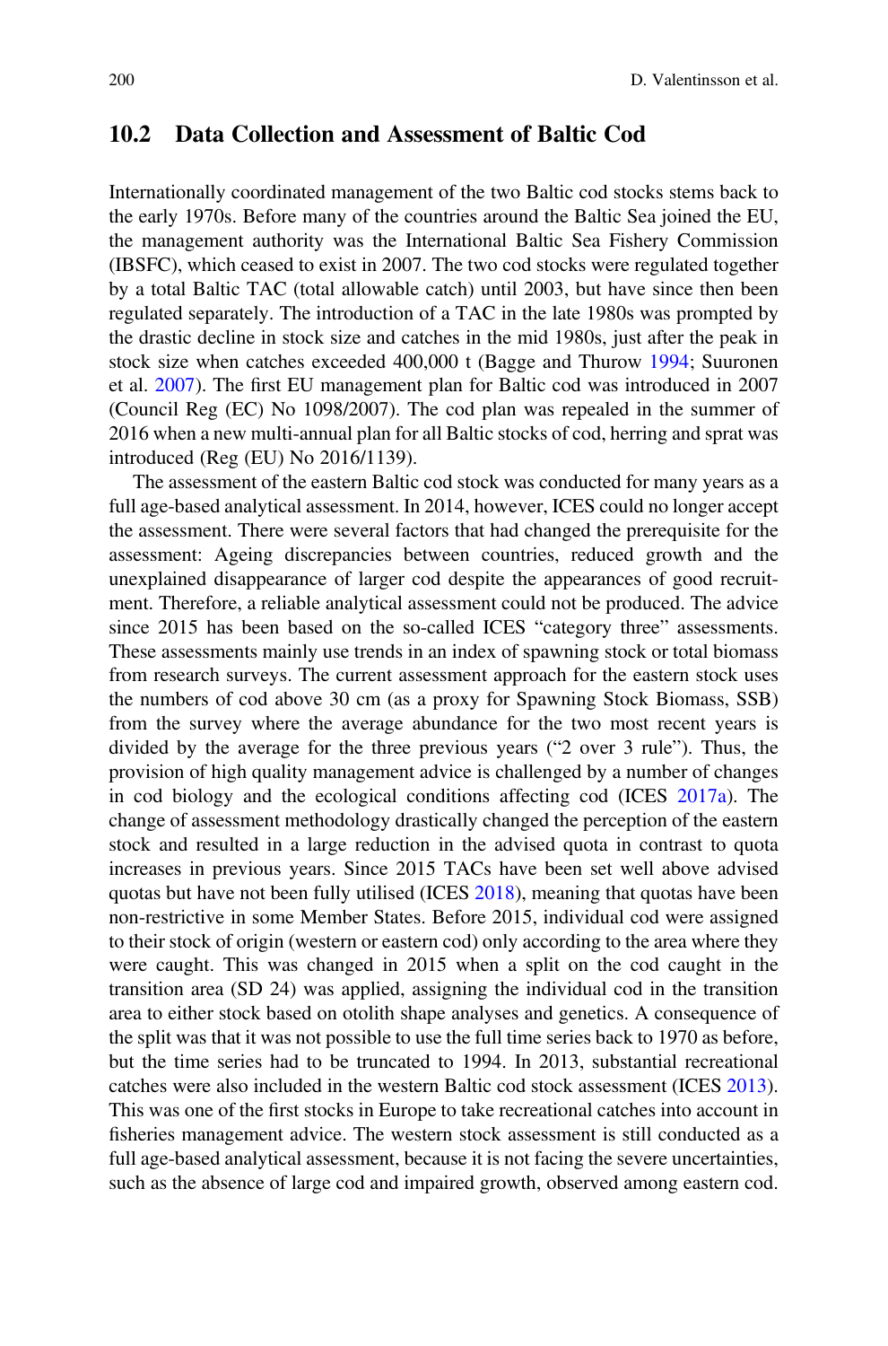## 10.2 Data Collection and Assessment of Baltic Cod

Internationally coordinated management of the two Baltic cod stocks stems back to the early 1970s. Before many of the countries around the Baltic Sea joined the EU, the management authority was the International Baltic Sea Fishery Commission (IBSFC), which ceased to exist in 2007. The two cod stocks were regulated together by a total Baltic TAC (total allowable catch) until 2003, but have since then been regulated separately. The introduction of a TAC in the late 1980s was prompted by the drastic decline in stock size and catches in the mid 1980s, just after the peak in stock size when catches exceeded 400,000 t (Bagge and Thurow 1994; Suuronen et al. 2007). The first EU management plan for Baltic cod was introduced in 2007 (Council Reg (EC) No 1098/2007). The cod plan was repealed in the summer of 2016 when a new multi-annual plan for all Baltic stocks of cod, herring and sprat was introduced (Reg (EU) No 2016/1139).

The assessment of the eastern Baltic cod stock was conducted for many years as a full age-based analytical assessment. In 2014, however, ICES could no longer accept the assessment. There were several factors that had changed the prerequisite for the assessment: Ageing discrepancies between countries, reduced growth and the unexplained disappearance of larger cod despite the appearances of good recruitment. Therefore, a reliable analytical assessment could not be produced. The advice since 2015 has been based on the so-called ICES "category three" assessments. These assessments mainly use trends in an index of spawning stock or total biomass from research surveys. The current assessment approach for the eastern stock uses the numbers of cod above 30 cm (as a proxy for Spawning Stock Biomass, SSB) from the survey where the average abundance for the two most recent years is divided by the average for the three previous years ("2 over 3 rule"). Thus, the provision of high quality management advice is challenged by a number of changes in cod biology and the ecological conditions affecting cod (ICES 2017a). The change of assessment methodology drastically changed the perception of the eastern stock and resulted in a large reduction in the advised quota in contrast to quota increases in previous years. Since 2015 TACs have been set well above advised quotas but have not been fully utilised (ICES 2018), meaning that quotas have been non-restrictive in some Member States. Before 2015, individual cod were assigned to their stock of origin (western or eastern cod) only according to the area where they were caught. This was changed in 2015 when a split on the cod caught in the transition area (SD 24) was applied, assigning the individual cod in the transition area to either stock based on otolith shape analyses and genetics. A consequence of the split was that it was not possible to use the full time series back to 1970 as before, but the time series had to be truncated to 1994. In 2013, substantial recreational catches were also included in the western Baltic cod stock assessment (ICES 2013). This was one of the first stocks in Europe to take recreational catches into account in fisheries management advice. The western stock assessment is still conducted as a full age-based analytical assessment, because it is not facing the severe uncertainties, such as the absence of large cod and impaired growth, observed among eastern cod.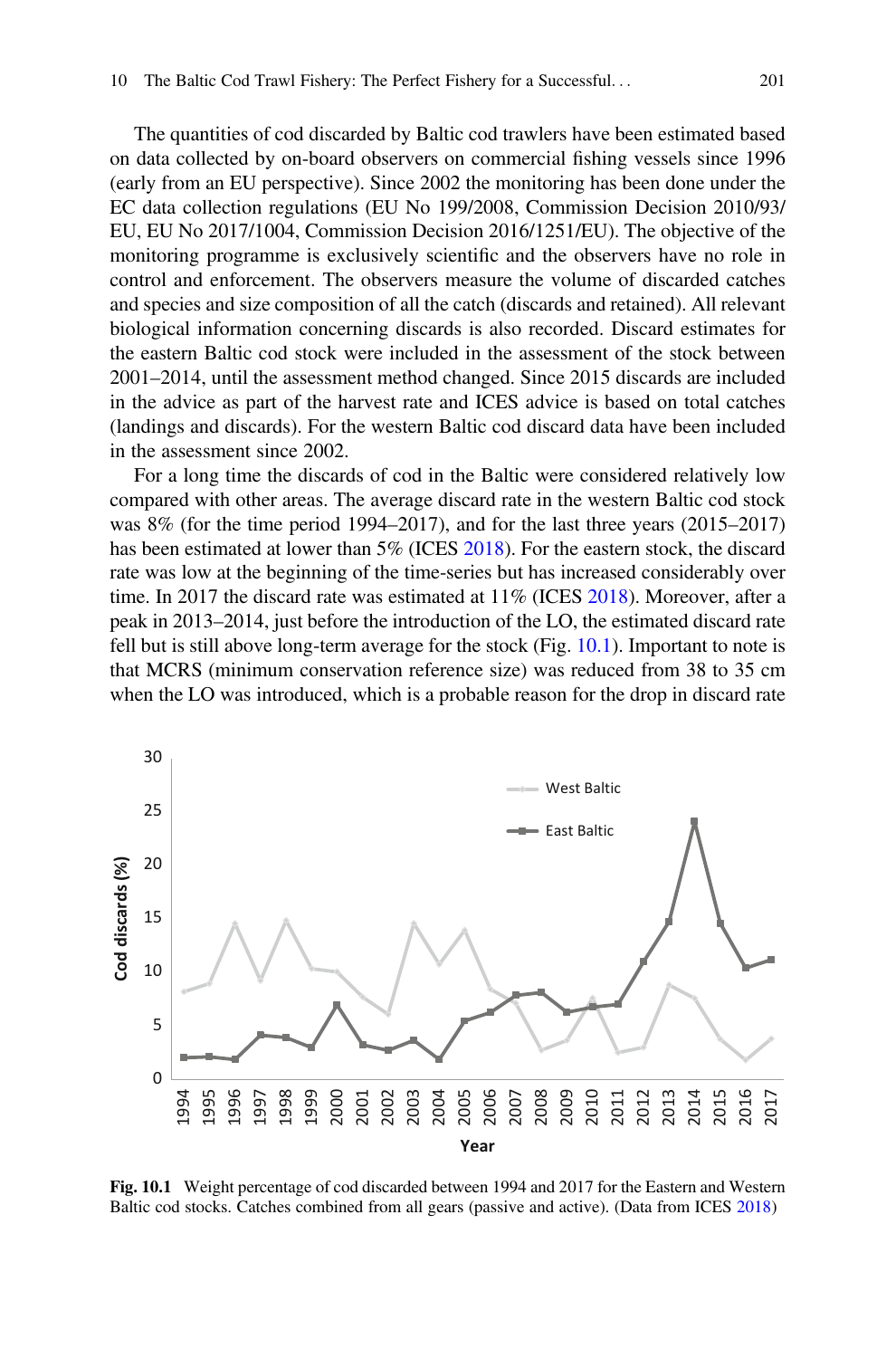The quantities of cod discarded by Baltic cod trawlers have been estimated based on data collected by on-board observers on commercial fishing vessels since 1996 (early from an EU perspective). Since 2002 the monitoring has been done under the EC data collection regulations (EU No 199/2008, Commission Decision 2010/93/EU, EU No 2017/1004, Commission Decision 2016/1251/EU). The objective of the monitoring programme is exclusively scientific and the observers have no role in control and enforcement. The observers measure the volume of discarded catches and species and size composition of all the catch (discards and retained). All relevant biological information concerning discards is also recorded. Discard estimates for the eastern Baltic cod stock were included in the assessment of the stock between 2001–2014, until the assessment method changed. Since 2015 discards are included in the advice as part of the harvest rate and ICES advice is based on total catches (landings and discards). For the western Baltic cod discard data have been included in the assessment since 2002.

For a long time the discards of cod in the Baltic were considered relatively low compared with other areas. The average discard rate in the western Baltic cod stock was 8% (for the time period 1994–2017), and for the last three years (2015–2017) has been estimated at lower than 5% (ICES 2018). For the eastern stock, the discard rate was low at the beginning of the time-series but has increased considerably over time. In 2017 the discard rate was estimated at 11% (ICES 2018). Moreover, after a peak in 2013–2014, just before the introduction of the LO, the estimated discard rate fell but is still above long-term average for the stock (Fig. 10.1). Important to note is that MCRS (minimum conservation reference size) was reduced from 38 to 35 cm when the LO was introduced, which is a probable reason for the drop in discard rate

**Fig. 10.1** Weight percentage of cod discarded between 1994 and 2017 for the Eastern and Western Baltic cod stocks. Catches combined from all gears (passive and active). (Data from ICES 2018)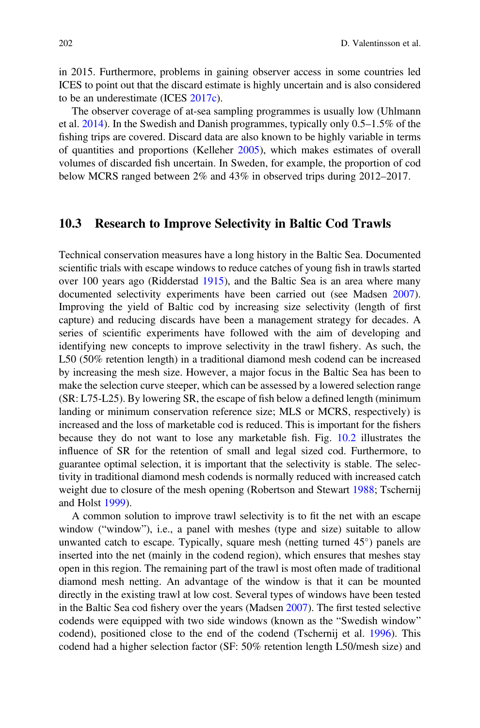in 2015. Furthermore, problems in gaining observer access in some countries led ICES to point out that the discard estimate is highly uncertain and is also considered to be an underestimate (ICES 2017c).

The observer coverage of at-sea sampling programmes is usually low (Uhlmann et al. 2014). In the Swedish and Danish programmes, typically only 0.5–1.5% of the fishing trips are covered. Discard data are also known to be highly variable in terms of quantities and proportions (Kelleher 2005), which makes estimates of overall volumes of discarded fish uncertain. In Sweden, for example, the proportion of cod below MCRS ranged between 2% and 43% in observed trips during 2012–2017.

## 10.3 Research to Improve Selectivity in Baltic Cod Trawls

Technical conservation measures have a long history in the Baltic Sea. Documented scientific trials with escape windows to reduce catches of young fish in trawls started over 100 years ago (Ridderstad 1915), and the Baltic Sea is an area where many documented selectivity experiments have been carried out (see Madsen 2007). Improving the yield of Baltic cod by increasing size selectivity (length of first capture) and reducing discards have been a management strategy for decades. A series of scientific experiments have followed with the aim of developing and identifying new concepts to improve selectivity in the trawl fishery. As such, the L50 (50% retention length) in a traditional diamond mesh codend can be increased by increasing the mesh size. However, a major focus in the Baltic Sea has been to make the selection curve steeper, which can be assessed by a lowered selection range (SR: L75-L25). By lowering SR, the escape of fish below a defined length (minimum landing or minimum conservation reference size; MLS or MCRS, respectively) is increased and the loss of marketable cod is reduced. This is important for the fishers because they do not want to lose any marketable fish. Fig. 10.2 illustrates the influence of SR for the retention of small and legal sized cod. Furthermore, to guarantee optimal selection, it is important that the selectivity is stable. The selectivity in traditional diamond mesh codends is normally reduced with increased catch weight due to closure of the mesh opening (Robertson and Stewart 1988; Tschernij and Holst 1999).

A common solution to improve trawl selectivity is to fit the net with an escape window ("window"), i.e., a panel with meshes (type and size) suitable to allow unwanted catch to escape. Typically, square mesh (netting turned 45°) panels are inserted into the net (mainly in the codend region), which ensures that meshes stay open in this region. The remaining part of the trawl is most often made of traditional diamond mesh netting. An advantage of the window is that it can be mounted directly in the existing trawl at low cost. Several types of windows have been tested in the Baltic Sea cod fishery over the years (Madsen 2007). The first tested selective codends were equipped with two side windows (known as the "Swedish window" codend), positioned close to the end of the codend (Tschernij et al. 1996). This codend had a higher selection factor (SF: 50% retention length L50/mesh size) and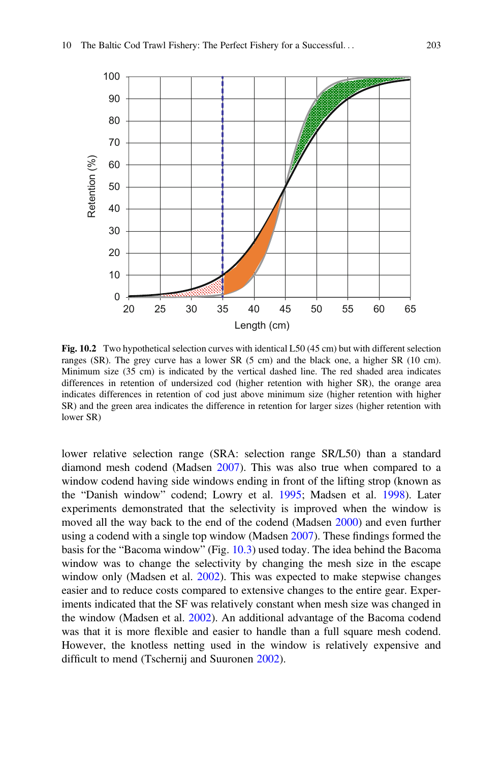**Fig. 10.2** Two hypothetical selection curves with identical L50 (45 cm) but with different selection ranges (SR). The grey curve has a lower SR (5 cm) and the black one, a higher SR (10 cm). Minimum size (35 cm) is indicated by the vertical dashed line. The red shaded area indicates differences in retention of undersized cod (higher retention with higher SR), the orange area indicates differences in retention of cod just above minimum size (higher retention with higher SR) and the green area indicates the difference in retention for larger sizes (higher retention with lower SR)

lower relative selection range (SRA: selection range SR/L50) than a standard diamond mesh codend (Madsen 2007). This was also true when compared to a window codend having side windows ending in front of the lifting strop (known as the "Danish window" codend; Lowry et al. 1995; Madsen et al. 1998). Later experiments demonstrated that the selectivity is improved when the window is moved all the way back to the end of the codend (Madsen 2000) and even further using a codend with a single top window (Madsen 2007). These findings formed the basis for the "Bacoma window" (Fig. 10.3) used today. The idea behind the Bacoma window was to change the selectivity by changing the mesh size in the escape window only (Madsen et al. 2002). This was expected to make stepwise changes easier and to reduce costs compared to extensive changes to the entire gear. Experiments indicated that the SF was relatively constant when mesh size was changed in the window (Madsen et al. 2002). An additional advantage of the Bacoma codend was that it is more flexible and easier to handle than a full square mesh codend. However, the knotless netting used in the window is relatively expensive and difficult to mend (Tschernij and Suuronen 2002).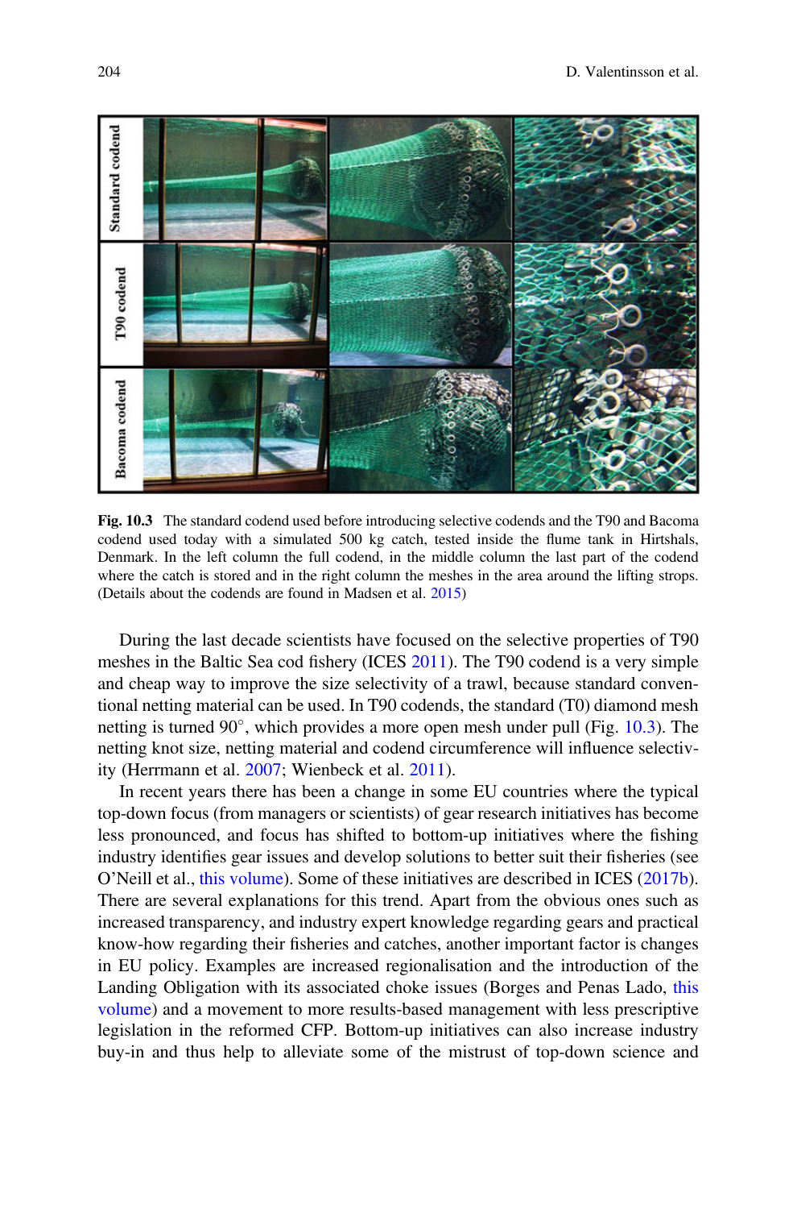**Fig. 10.3** The standard codend used before introducing selective codends and the T90 and Bacoma codend used today with a simulated 500 kg catch, tested inside the flume tank in Hirtshals, Denmark. In the left column the full codend, in the middle column the last part of the codend where the catch is stored and in the right column the meshes in the area around the lifting strops. (Details about the codends are found in Madsen et al. 2015)

During the last decade scientists have focused on the selective properties of T90 meshes in the Baltic Sea cod fishery (ICES 2011). The T90 codend is a very simple and cheap way to improve the size selectivity of a trawl, because standard conventional netting material can be used. In T90 codends, the standard (T0) diamond mesh netting is turned 90°, which provides a more open mesh under pull (Fig. 10.3). The netting knot size, netting material and codend circumference will influence selectivity (Herrmann et al. 2007; Wienbeck et al. 2011).

In recent years there has been a change in some EU countries where the typical top-down focus (from managers or scientists) of gear research initiatives has become less pronounced, and focus has shifted to bottom-up initiatives where the fishing industry identifies gear issues and develop solutions to better suit their fisheries (see O'Neill et al., this volume). Some of these initiatives are described in ICES (2017b). There are several explanations for this trend. Apart from the obvious ones such as increased transparency, and industry expert knowledge regarding gears and practical know-how regarding their fisheries and catches, another important factor is changes in EU policy. Examples are increased regionalisation and the introduction of the Landing Obligation with its associated choke issues (Borges and Penas Lado, this volume) and a movement to more results-based management with less prescriptive legislation in the reformed CFP. Bottom-up initiatives can also increase industry buy-in and thus help to alleviate some of the mistrust of top-down science and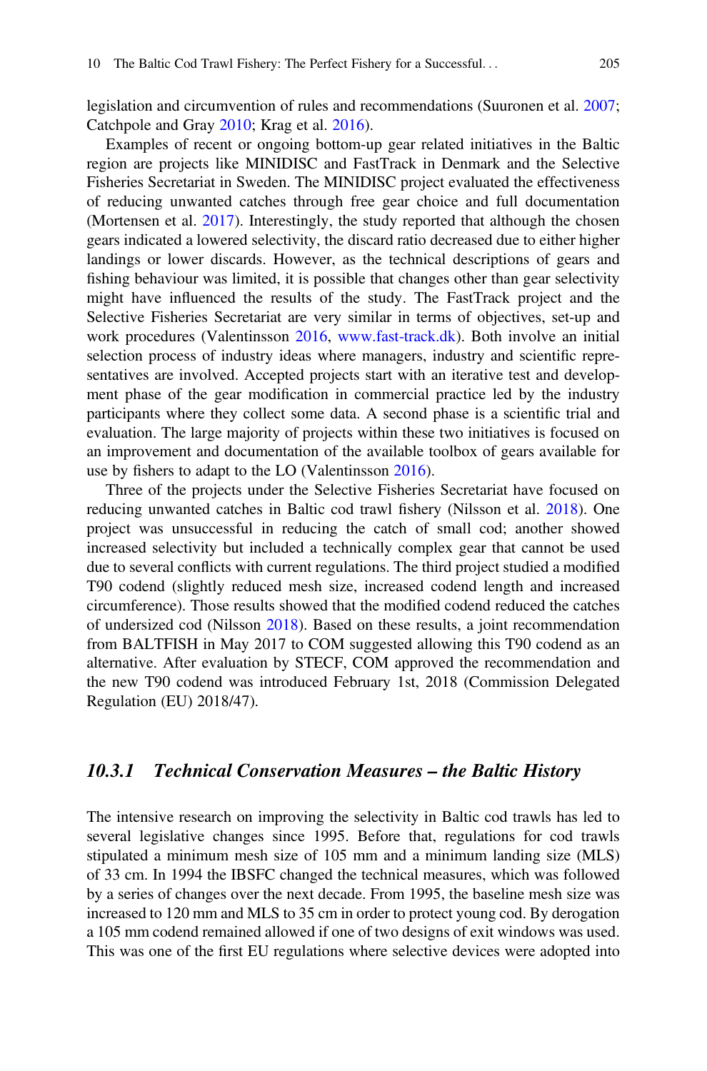legislation and circumvention of rules and recommendations (Suuronen et al. 2007; Catchpole and Gray 2010; Krag et al. 2016).

Examples of recent or ongoing bottom-up gear related initiatives in the Baltic region are projects like MINIDISC and FastTrack in Denmark and the Selective Fisheries Secretariat in Sweden. The MINIDISC project evaluated the effectiveness of reducing unwanted catches through free gear choice and full documentation (Mortensen et al. 2017). Interestingly, the study reported that although the chosen gears indicated a lowered selectivity, the discard ratio decreased due to either higher landings or lower discards. However, as the technical descriptions of gears and fishing behaviour was limited, it is possible that changes other than gear selectivity might have influenced the results of the study. The FastTrack project and the Selective Fisheries Secretariat are very similar in terms of objectives, set-up and work procedures (Valentinsson 2016, www.fast-track.dk). Both involve an initial selection process of industry ideas where managers, industry and scientific representatives are involved. Accepted projects start with an iterative test and development phase of the gear modification in commercial practice led by the industry participants where they collect some data. A second phase is a scientific trial and evaluation. The large majority of projects within these two initiatives is focused on an improvement and documentation of the available toolbox of gears available for use by fishers to adapt to the LO (Valentinsson 2016).

Three of the projects under the Selective Fisheries Secretariat have focused on reducing unwanted catches in Baltic cod trawl fishery (Nilsson et al. 2018). One project was unsuccessful in reducing the catch of small cod; another showed increased selectivity but included a technically complex gear that cannot be used due to several conflicts with current regulations. The third project studied a modified T90 codend (slightly reduced mesh size, increased codend length and increased circumference). Those results showed that the modified codend reduced the catches of undersized cod (Nilsson 2018). Based on these results, a joint recommendation from BALTFISH in May 2017 to COM suggested allowing this T90 codend as an alternative. After evaluation by STECF, COM approved the recommendation and the new T90 codend was introduced February 1st, 2018 (Commission Delegated Regulation (EU) 2018/47).

### *10.3.1 Technical Conservation Measures – the Baltic History*

The intensive research on improving the selectivity in Baltic cod trawls has led to several legislative changes since 1995. Before that, regulations for cod trawls stipulated a minimum mesh size of 105 mm and a minimum landing size (MLS) of 33 cm. In 1994 the IBSFC changed the technical measures, which was followed by a series of changes over the next decade. From 1995, the baseline mesh size was increased to 120 mm and MLS to 35 cm in order to protect young cod. By derogation a 105 mm codend remained allowed if one of two designs of exit windows was used. This was one of the first EU regulations where selective devices were adopted into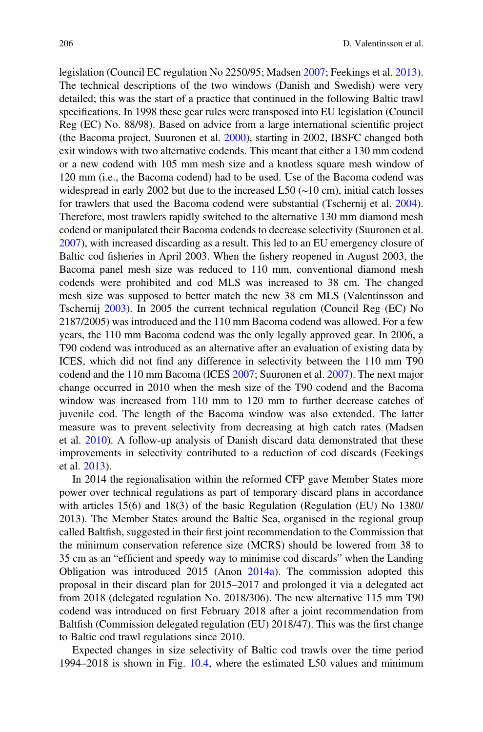legislation (Council EC regulation No 2250/95; Madsen 2007; Feekings et al. 2013). The technical descriptions of the two windows (Danish and Swedish) were very detailed; this was the start of a practice that continued in the following Baltic trawl specifications. In 1998 these gear rules were transposed into EU legislation (Council Reg (EC) No. 88/98). Based on advice from a large international scientific project (the Bacoma project, Suuronen et al. 2000), starting in 2002, IBSFC changed both exit windows with two alternative codends. This meant that either a 130 mm codend or a new codend with 105 mm mesh size and a knotless square mesh window of 120 mm (i.e., the Bacoma codend) had to be used. Use of the Bacoma codend was widespread in early 2002 but due to the increased L50 (~10 cm), initial catch losses for trawlers that used the Bacoma codend were substantial (Tschernij et al. 2004). Therefore, most trawlers rapidly switched to the alternative 130 mm diamond mesh codend or manipulated their Bacoma codends to decrease selectivity (Suuronen et al. 2007), with increased discarding as a result. This led to an EU emergency closure of Baltic cod fisheries in April 2003. When the fishery reopened in August 2003, the Bacoma panel mesh size was reduced to 110 mm, conventional diamond mesh codends were prohibited and cod MLS was increased to 38 cm. The changed mesh size was supposed to better match the new 38 cm MLS (Valentinsson and Tschernij 2003). In 2005 the current technical regulation (Council Reg (EC) No 2187/2005) was introduced and the 110 mm Bacoma codend was allowed. For a few years, the 110 mm Bacoma codend was the only legally approved gear. In 2006, a T90 codend was introduced as an alternative after an evaluation of existing data by ICES, which did not find any difference in selectivity between the 110 mm T90 codend and the 110 mm Bacoma (ICES 2007; Suuronen et al. 2007). The next major change occurred in 2010 when the mesh size of the T90 codend and the Bacoma window was increased from 110 mm to 120 mm to further decrease catches of juvenile cod. The length of the Bacoma window was also extended. The latter measure was to prevent selectivity from decreasing at high catch rates (Madsen et al. 2010). A follow-up analysis of Danish discard data demonstrated that these improvements in selectivity contributed to a reduction of cod discards (Feekings et al. 2013).

In 2014 the regionalisation within the reformed CFP gave Member States more power over technical regulations as part of temporary discard plans in accordance with articles 15(6) and 18(3) of the basic Regulation (Regulation (EU) No 1380/2013). The Member States around the Baltic Sea, organised in the regional group called Baltfish, suggested in their first joint recommendation to the Commission that the minimum conservation reference size (MCRS) should be lowered from 38 to 35 cm as an "efficient and speedy way to minimise cod discards" when the Landing Obligation was introduced 2015 (Anon 2014a). The commission adopted this proposal in their discard plan for 2015–2017 and prolonged it via a delegated act from 2018 (delegated regulation No. 2018/306). The new alternative 115 mm T90 codend was introduced on first February 2018 after a joint recommendation from Baltfish (Commission delegated regulation (EU) 2018/47). This was the first change to Baltic cod trawl regulations since 2010.

Expected changes in size selectivity of Baltic cod trawls over the time period 1994–2018 is shown in Fig. 10.4, where the estimated L50 values and minimum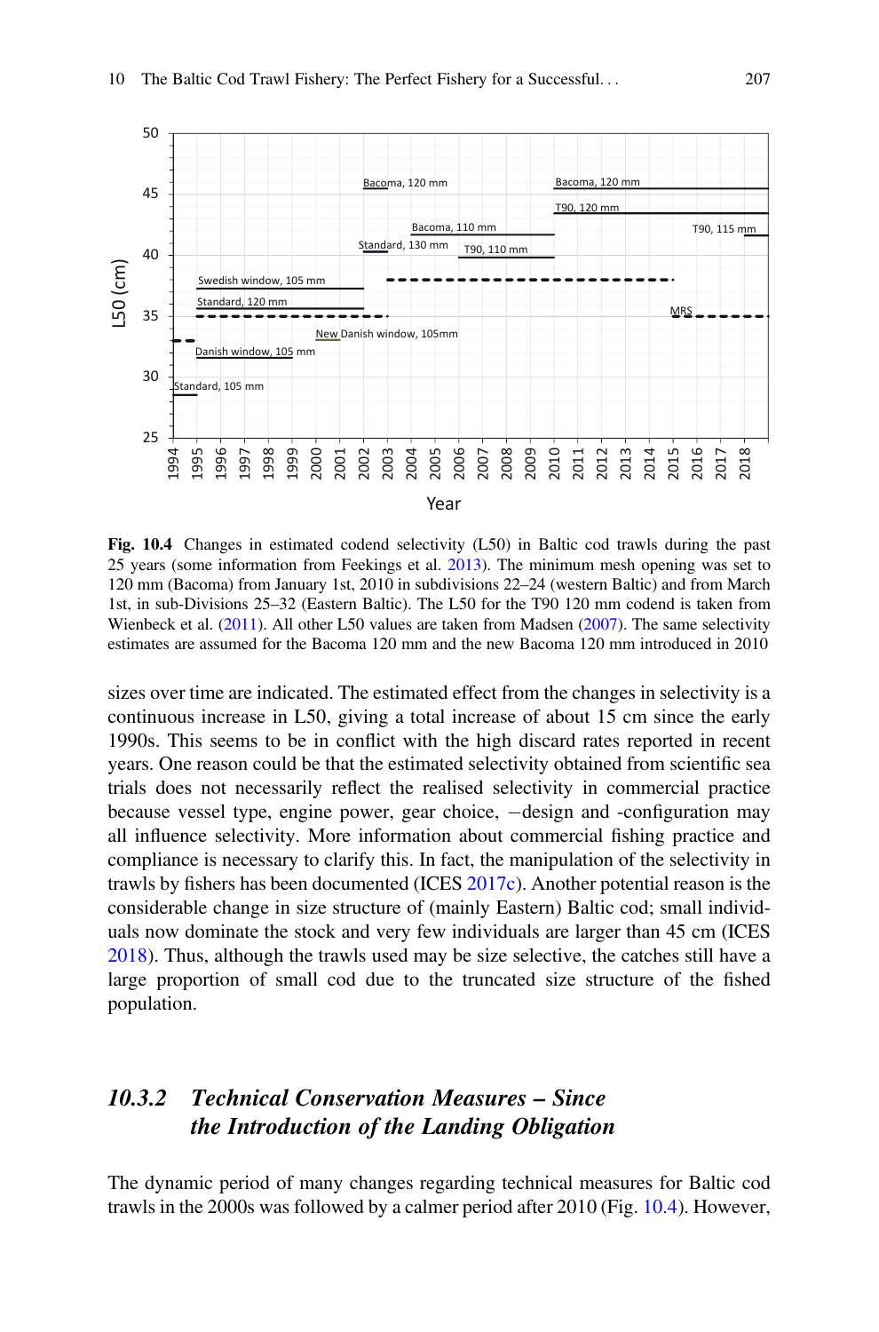Fig. 10.4 Changes in estimated codend selectivity (L50) in Baltic cod trawls during the past 25 years (some information from Feekings et al. 2013). The minimum mesh opening was set to 120 mm (Bacoma) from January 1st, 2010 in subdivisions 22–24 (western Baltic) and from March 1st, in sub-Divisions 25–32 (Eastern Baltic). The L50 for the T90 120 mm codend is taken from Wienbeck et al. (2011). All other L50 values are taken from Madsen (2007). The same selectivity estimates are assumed for the Bacoma 120 mm and the new Bacoma 120 mm introduced in 2010

sizes over time are indicated. The estimated effect from the changes in selectivity is a continuous increase in L50, giving a total increase of about 15 cm since the early 1990s. This seems to be in conflict with the high discard rates reported in recent years. One reason could be that the estimated selectivity obtained from scientific sea trials does not necessarily reflect the realised selectivity in commercial practice because vessel type, engine power, gear choice, −design and -configuration may all influence selectivity. More information about commercial fishing practice and compliance is necessary to clarify this. In fact, the manipulation of the selectivity in trawls by fishers has been documented (ICES 2017c). Another potential reason is the considerable change in size structure of (mainly Eastern) Baltic cod; small individuals now dominate the stock and very few individuals are larger than 45 cm (ICES 2018). Thus, although the trawls used may be size selective, the catches still have a large proportion of small cod due to the truncated size structure of the fished population.

### *10.3.2 Technical Conservation Measures – Since the Introduction of the Landing Obligation*

The dynamic period of many changes regarding technical measures for Baltic cod trawls in the 2000s was followed by a calmer period after 2010 (Fig. 10.4). However,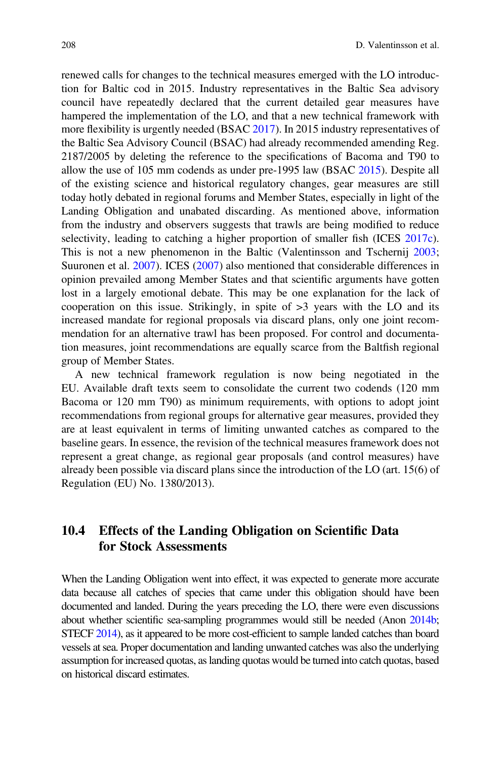renewed calls for changes to the technical measures emerged with the LO introduction for Baltic cod in 2015. Industry representatives in the Baltic Sea advisory council have repeatedly declared that the current detailed gear measures have hampered the implementation of the LO, and that a new technical framework with more flexibility is urgently needed (BSAC 2017). In 2015 industry representatives of the Baltic Sea Advisory Council (BSAC) had already recommended amending Reg. 2187/2005 by deleting the reference to the specifications of Bacoma and T90 to allow the use of 105 mm codends as under pre-1995 law (BSAC 2015). Despite all of the existing science and historical regulatory changes, gear measures are still today hotly debated in regional forums and Member States, especially in light of the Landing Obligation and unabated discarding. As mentioned above, information from the industry and observers suggests that trawls are being modified to reduce selectivity, leading to catching a higher proportion of smaller fish (ICES 2017c). This is not a new phenomenon in the Baltic (Valentinsson and Tschernij 2003; Suuronen et al. 2007). ICES (2007) also mentioned that considerable differences in opinion prevailed among Member States and that scientific arguments have gotten lost in a largely emotional debate. This may be one explanation for the lack of cooperation on this issue. Strikingly, in spite of >3 years with the LO and its increased mandate for regional proposals via discard plans, only one joint recommendation for an alternative trawl has been proposed. For control and documentation measures, joint recommendations are equally scarce from the Baltfish regional group of Member States.

A new technical framework regulation is now being negotiated in the EU. Available draft texts seem to consolidate the current two codends (120 mm Bacoma or 120 mm T90) as minimum requirements, with options to adopt joint recommendations from regional groups for alternative gear measures, provided they are at least equivalent in terms of limiting unwanted catches as compared to the baseline gears. In essence, the revision of the technical measures framework does not represent a great change, as regional gear proposals (and control measures) have already been possible via discard plans since the introduction of the LO (art. 15(6) of Regulation (EU) No. 1380/2013).

## 10.4 Effects of the Landing Obligation on Scientific Data for Stock Assessments

When the Landing Obligation went into effect, it was expected to generate more accurate data because all catches of species that came under this obligation should have been documented and landed. During the years preceding the LO, there were even discussions about whether scientific sea-sampling programmes would still be needed (Anon 2014b; STECF 2014), as it appeared to be more cost-efficient to sample landed catches than board vessels at sea. Proper documentation and landing unwanted catches was also the underlying assumption for increased quotas, as landing quotas would be turned into catch quotas, based on historical discard estimates.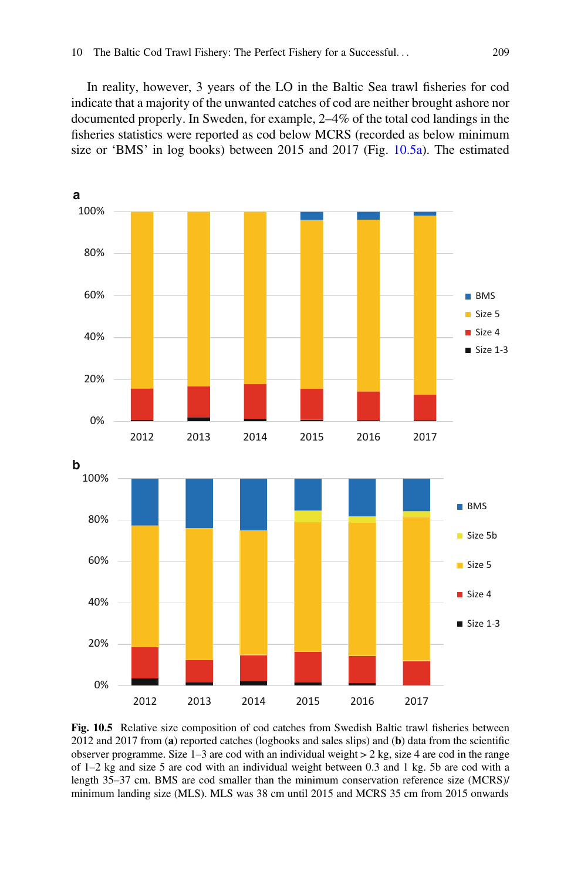In reality, however, 3 years of the LO in the Baltic Sea trawl fisheries for cod indicate that a majority of the unwanted catches of cod are neither brought ashore nor documented properly. In Sweden, for example, 2–4% of the total cod landings in the fisheries statistics were reported as cod below MCRS (recorded as below minimum size or 'BMS' in log books) between 2015 and 2017 (Fig. 10.5a). The estimated

**Fig. 10.5** Relative size composition of cod catches from Swedish Baltic trawl fisheries between 2012 and 2017 from (**a**) reported catches (logbooks and sales slips) and (**b**) data from the scientific observer programme. Size 1–3 are cod with an individual weight > 2 kg, size 4 are cod in the range of 1–2 kg and size 5 are cod with an individual weight between 0.3 and 1 kg. 5b are cod with a length 35–37 cm. BMS are cod smaller than the minimum conservation reference size (MCRS)/ minimum landing size (MLS). MLS was 38 cm until 2015 and MCRS 35 cm from 2015 onwards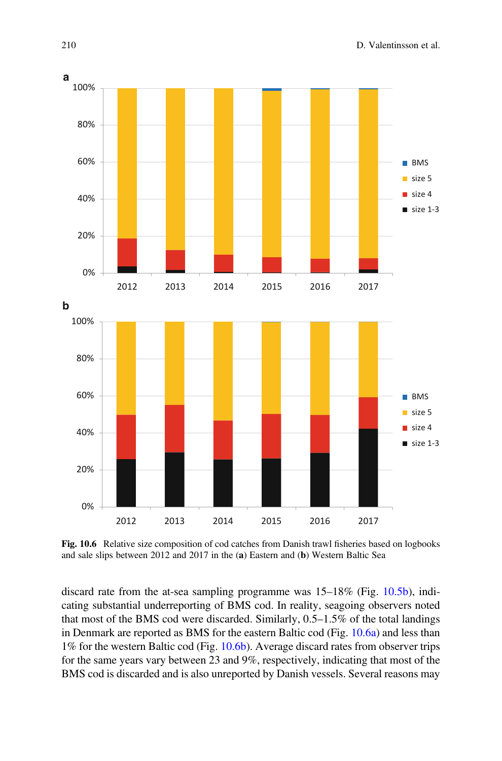**Fig. 10.6** Relative size composition of cod catches from Danish trawl fisheries based on logbooks and sale slips between 2012 and 2017 in the (**a**) Eastern and (**b**) Western Baltic Sea

discard rate from the at-sea sampling programme was 15–18% (Fig. 10.5b), indicating substantial underreporting of BMS cod. In reality, seagoing observers noted that most of the BMS cod were discarded. Similarly, 0.5–1.5% of the total landings in Denmark are reported as BMS for the eastern Baltic cod (Fig. 10.6a) and less than 1% for the western Baltic cod (Fig. 10.6b). Average discard rates from observer trips for the same years vary between 23 and 9%, respectively, indicating that most of the BMS cod is discarded and is also unreported by Danish vessels. Several reasons may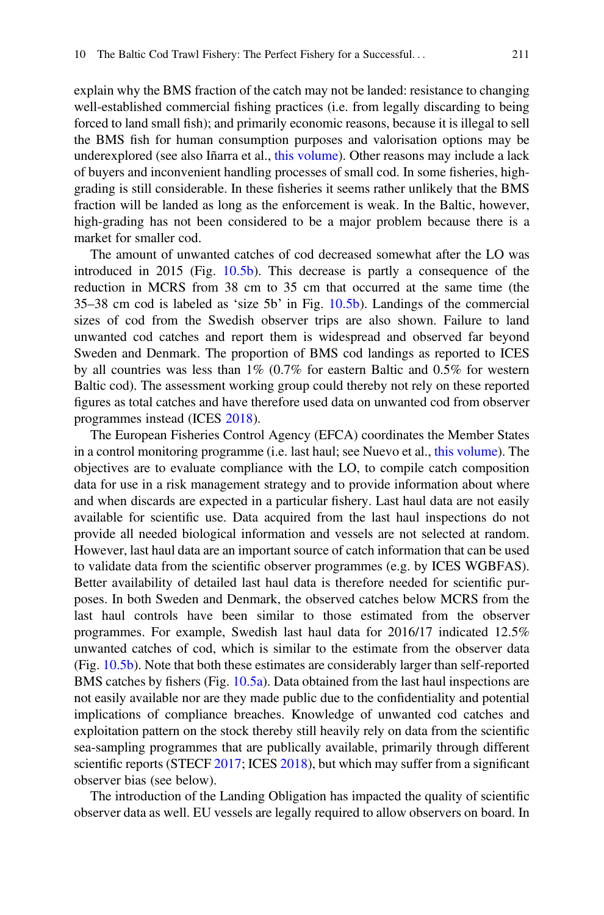explain why the BMS fraction of the catch may not be landed: resistance to changing well-established commercial fishing practices (i.e. from legally discarding to being forced to land small fish); and primarily economic reasons, because it is illegal to sell the BMS fish for human consumption purposes and valorisation options may be underexplored (see also Iñarra et al., this volume). Other reasons may include a lack of buyers and inconvenient handling processes of small cod. In some fisheries, high-grading is still considerable. In these fisheries it seems rather unlikely that the BMS fraction will be landed as long as the enforcement is weak. In the Baltic, however, high-grading has not been considered to be a major problem because there is a market for smaller cod.

The amount of unwanted catches of cod decreased somewhat after the LO was introduced in 2015 (Fig. 10.5b). This decrease is partly a consequence of the reduction in MCRS from 38 cm to 35 cm that occurred at the same time (the 35–38 cm cod is labeled as 'size 5b' in Fig. 10.5b). Landings of the commercial sizes of cod from the Swedish observer trips are also shown. Failure to land unwanted cod catches and report them is widespread and observed far beyond Sweden and Denmark. The proportion of BMS cod landings as reported to ICES by all countries was less than 1% (0.7% for eastern Baltic and 0.5% for western Baltic cod). The assessment working group could thereby not rely on these reported figures as total catches and have therefore used data on unwanted cod from observer programmes instead (ICES 2018).

The European Fisheries Control Agency (EFCA) coordinates the Member States in a control monitoring programme (i.e. last haul; see Nuevo et al., this volume). The objectives are to evaluate compliance with the LO, to compile catch composition data for use in a risk management strategy and to provide information about where and when discards are expected in a particular fishery. Last haul data are not easily available for scientific use. Data acquired from the last haul inspections do not provide all needed biological information and vessels are not selected at random. However, last haul data are an important source of catch information that can be used to validate data from the scientific observer programmes (e.g. by ICES WGBFAS). Better availability of detailed last haul data is therefore needed for scientific purposes. In both Sweden and Denmark, the observed catches below MCRS from the last haul controls have been similar to those estimated from the observer programmes. For example, Swedish last haul data for 2016/17 indicated 12.5% unwanted catches of cod, which is similar to the estimate from the observer data (Fig. 10.5b). Note that both these estimates are considerably larger than self-reported BMS catches by fishers (Fig. 10.5a). Data obtained from the last haul inspections are not easily available nor are they made public due to the confidentiality and potential implications of compliance breaches. Knowledge of unwanted cod catches and exploitation pattern on the stock thereby still heavily rely on data from the scientific sea-sampling programmes that are publically available, primarily through different scientific reports (STECF 2017; ICES 2018), but which may suffer from a significant observer bias (see below).

The introduction of the Landing Obligation has impacted the quality of scientific observer data as well. EU vessels are legally required to allow observers on board. In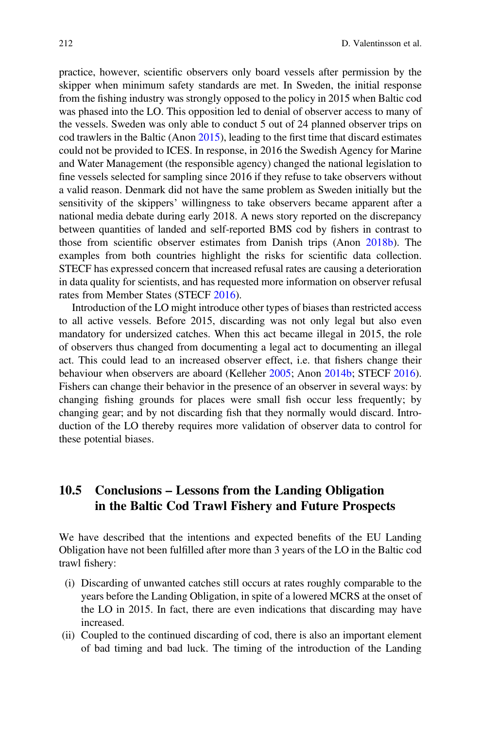practice, however, scientific observers only board vessels after permission by the skipper when minimum safety standards are met. In Sweden, the initial response from the fishing industry was strongly opposed to the policy in 2015 when Baltic cod was phased into the LO. This opposition led to denial of observer access to many of the vessels. Sweden was only able to conduct 5 out of 24 planned observer trips on cod trawlers in the Baltic (Anon 2015), leading to the first time that discard estimates could not be provided to ICES. In response, in 2016 the Swedish Agency for Marine and Water Management (the responsible agency) changed the national legislation to fine vessels selected for sampling since 2016 if they refuse to take observers without a valid reason. Denmark did not have the same problem as Sweden initially but the sensitivity of the skippers' willingness to take observers became apparent after a national media debate during early 2018. A news story reported on the discrepancy between quantities of landed and self-reported BMS cod by fishers in contrast to those from scientific observer estimates from Danish trips (Anon 2018b). The examples from both countries highlight the risks for scientific data collection. STECF has expressed concern that increased refusal rates are causing a deterioration in data quality for scientists, and has requested more information on observer refusal rates from Member States (STECF 2016).

Introduction of the LO might introduce other types of biases than restricted access to all active vessels. Before 2015, discarding was not only legal but also even mandatory for undersized catches. When this act became illegal in 2015, the role of observers thus changed from documenting a legal act to documenting an illegal act. This could lead to an increased observer effect, i.e. that fishers change their behaviour when observers are aboard (Kelleher 2005; Anon 2014b; STECF 2016). Fishers can change their behavior in the presence of an observer in several ways: by changing fishing grounds for places were small fish occur less frequently; by changing gear; and by not discarding fish that they normally would discard. Introduction of the LO thereby requires more validation of observer data to control for these potential biases.

## 10.5 Conclusions – Lessons from the Landing Obligation in the Baltic Cod Trawl Fishery and Future Prospects

We have described that the intentions and expected benefits of the EU Landing Obligation have not been fulfilled after more than 3 years of the LO in the Baltic cod trawl fishery:

(i) Discarding of unwanted catches still occurs at rates roughly comparable to the years before the Landing Obligation, in spite of a lowered MCRS at the onset of the LO in 2015. In fact, there are even indications that discarding may have increased.

(ii) Coupled to the continued discarding of cod, there is also an important element of bad timing and bad luck. The timing of the introduction of the Landing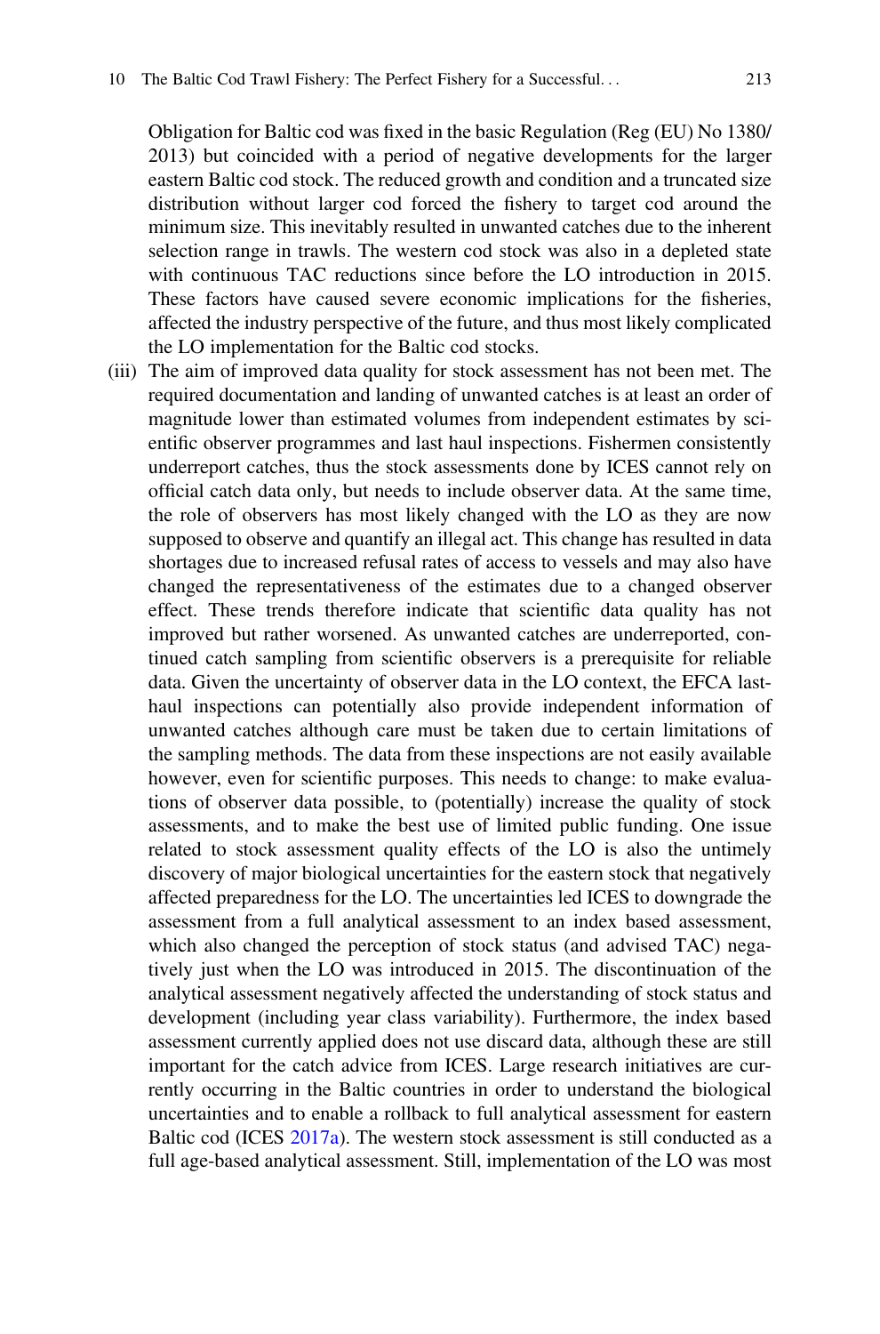Obligation for Baltic cod was fixed in the basic Regulation (Reg (EU) No 1380/2013) but coincided with a period of negative developments for the larger eastern Baltic cod stock. The reduced growth and condition and a truncated size distribution without larger cod forced the fishery to target cod around the minimum size. This inevitably resulted in unwanted catches due to the inherent selection range in trawls. The western cod stock was also in a depleted state with continuous TAC reductions since before the LO introduction in 2015. These factors have caused severe economic implications for the fisheries, affected the industry perspective of the future, and thus most likely complicated the LO implementation for the Baltic cod stocks.

(iii) The aim of improved data quality for stock assessment has not been met. The required documentation and landing of unwanted catches is at least an order of magnitude lower than estimated volumes from independent estimates by scientific observer programmes and last haul inspections. Fishermen consistently underreport catches, thus the stock assessments done by ICES cannot rely on official catch data only, but needs to include observer data. At the same time, the role of observers has most likely changed with the LO as they are now supposed to observe and quantify an illegal act. This change has resulted in data shortages due to increased refusal rates of access to vessels and may also have changed the representativeness of the estimates due to a changed observer effect. These trends therefore indicate that scientific data quality has not improved but rather worsened. As unwanted catches are underreported, continued catch sampling from scientific observers is a prerequisite for reliable data. Given the uncertainty of observer data in the LO context, the EFCA last-haul inspections can potentially also provide independent information of unwanted catches although care must be taken due to certain limitations of the sampling methods. The data from these inspections are not easily available however, even for scientific purposes. This needs to change: to make evaluations of observer data possible, to (potentially) increase the quality of stock assessments, and to make the best use of limited public funding. One issue related to stock assessment quality effects of the LO is also the untimely discovery of major biological uncertainties for the eastern stock that negatively affected preparedness for the LO. The uncertainties led ICES to downgrade the assessment from a full analytical assessment to an index based assessment, which also changed the perception of stock status (and advised TAC) negatively just when the LO was introduced in 2015. The discontinuation of the analytical assessment negatively affected the understanding of stock status and development (including year class variability). Furthermore, the index based assessment currently applied does not use discard data, although these are still important for the catch advice from ICES. Large research initiatives are currently occurring in the Baltic countries in order to understand the biological uncertainties and to enable a rollback to full analytical assessment for eastern Baltic cod (ICES 2017a). The western stock assessment is still conducted as a full age-based analytical assessment. Still, implementation of the LO was most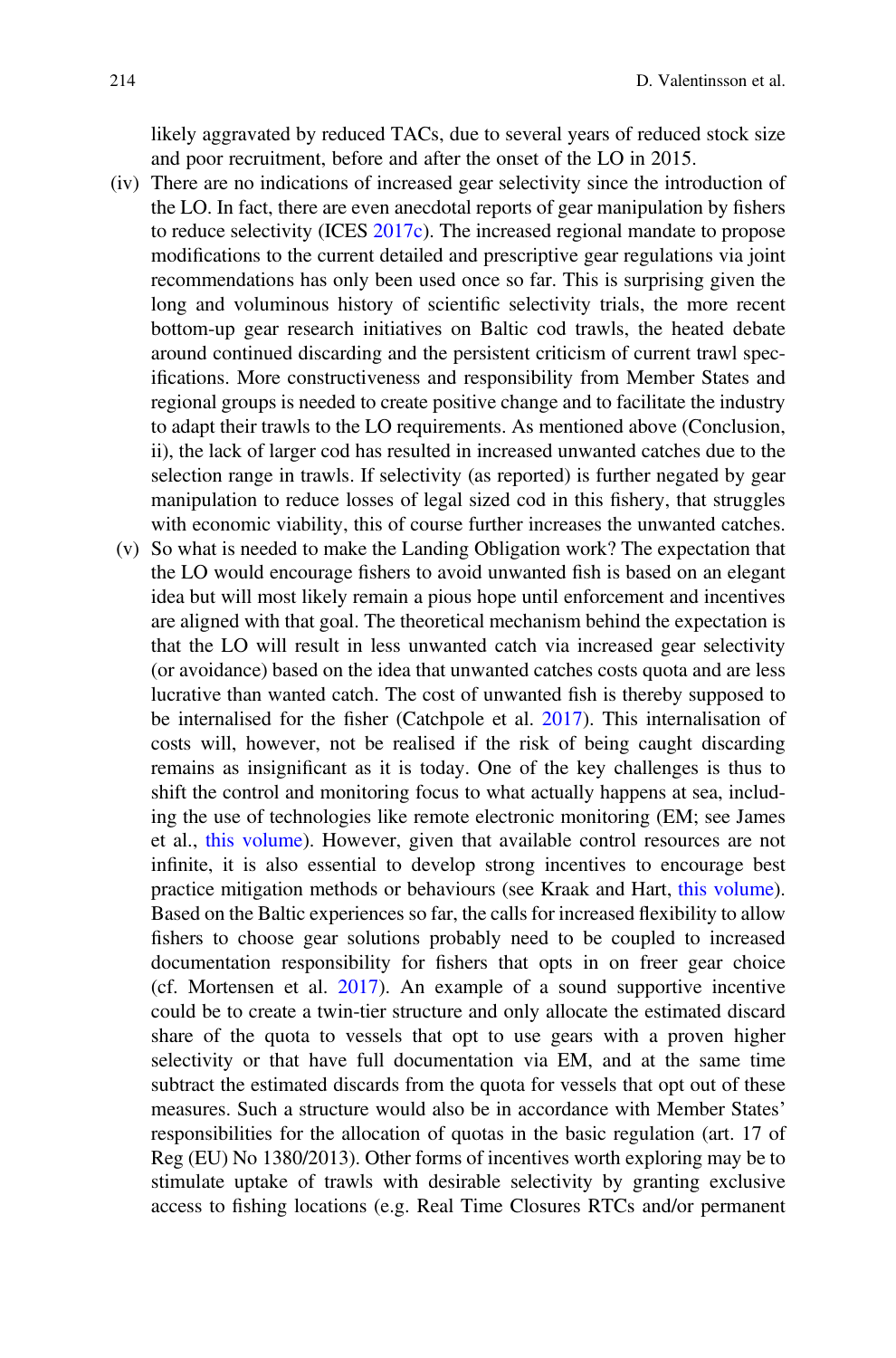likely aggravated by reduced TACs, due to several years of reduced stock size and poor recruitment, before and after the onset of the LO in 2015.

(iv) There are no indications of increased gear selectivity since the introduction of the LO. In fact, there are even anecdotal reports of gear manipulation by fishers to reduce selectivity (ICES 2017c). The increased regional mandate to propose modifications to the current detailed and prescriptive gear regulations via joint recommendations has only been used once so far. This is surprising given the long and voluminous history of scientific selectivity trials, the more recent bottom-up gear research initiatives on Baltic cod trawls, the heated debate around continued discarding and the persistent criticism of current trawl specifications. More constructiveness and responsibility from Member States and regional groups is needed to create positive change and to facilitate the industry to adapt their trawls to the LO requirements. As mentioned above (Conclusion, ii), the lack of larger cod has resulted in increased unwanted catches due to the selection range in trawls. If selectivity (as reported) is further negated by gear manipulation to reduce losses of legal sized cod in this fishery, that struggles with economic viability, this of course further increases the unwanted catches.

(v) So what is needed to make the Landing Obligation work? The expectation that the LO would encourage fishers to avoid unwanted fish is based on an elegant idea but will most likely remain a pious hope until enforcement and incentives are aligned with that goal. The theoretical mechanism behind the expectation is that the LO will result in less unwanted catch via increased gear selectivity (or avoidance) based on the idea that unwanted catches costs quota and are less lucrative than wanted catch. The cost of unwanted fish is thereby supposed to be internalised for the fisher (Catchpole et al. 2017). This internalisation of costs will, however, not be realised if the risk of being caught discarding remains as insignificant as it is today. One of the key challenges is thus to shift the control and monitoring focus to what actually happens at sea, including the use of technologies like remote electronic monitoring (EM; see James et al., this volume). However, given that available control resources are not infinite, it is also essential to develop strong incentives to encourage best practice mitigation methods or behaviours (see Kraak and Hart, this volume). Based on the Baltic experiences so far, the calls for increased flexibility to allow fishers to choose gear solutions probably need to be coupled to increased documentation responsibility for fishers that opts in on freer gear choice (cf. Mortensen et al. 2017). An example of a sound supportive incentive could be to create a twin-tier structure and only allocate the estimated discard share of the quota to vessels that opt to use gears with a proven higher selectivity or that have full documentation via EM, and at the same time subtract the estimated discards from the quota for vessels that opt out of these measures. Such a structure would also be in accordance with Member States' responsibilities for the allocation of quotas in the basic regulation (art. 17 of Reg (EU) No 1380/2013). Other forms of incentives worth exploring may be to stimulate uptake of trawls with desirable selectivity by granting exclusive access to fishing locations (e.g. Real Time Closures RTCs and/or permanent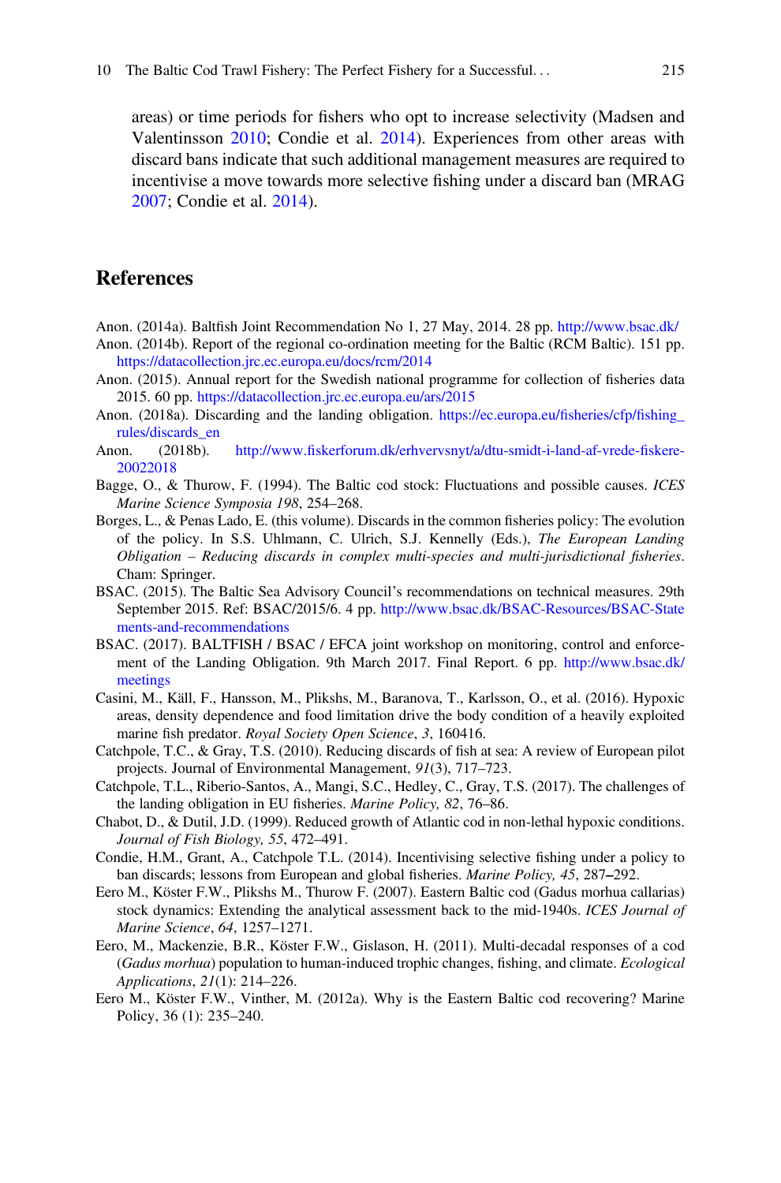areas) or time periods for fishers who opt to increase selectivity (Madsen and Valentinsson 2010; Condie et al. 2014). Experiences from other areas with discard bans indicate that such additional management measures are required to incentivise a move towards more selective fishing under a discard ban (MRAG 2007; Condie et al. 2014).

## References

Anon. (2014a). Baltfish Joint Recommendation No 1, 27 May, 2014. 28 pp. http://www.bsac.dk/

Anon. (2014b). Report of the regional co-ordination meeting for the Baltic (RCM Baltic). 151 pp. https://datacollection.jrc.ec.europa.eu/docs/rcm/2014

Anon. (2015). Annual report for the Swedish national programme for collection of fisheries data 2015. 60 pp. https://datacollection.jrc.ec.europa.eu/ars/2015

Anon. (2018a). Discarding and the landing obligation. https://ec.europa.eu/fisheries/cfp/fishing_rules/discards_en

Anon. (2018b). http://www.fiskerforum.dk/erhvervsnyt/a/dtu-smidt-i-land-af-vrede-fiskere-20022018

Bagge, O., & Thurow, F. (1994). The Baltic cod stock: Fluctuations and possible causes. *ICES Marine Science Symposia 198*, 254–268.

Borges, L., & Penas Lado, E. (this volume). Discards in the common fisheries policy: The evolution of the policy. In S.S. Uhlmann, C. Ulrich, S.J. Kennelly (Eds.), *The European Landing Obligation – Reducing discards in complex multi-species and multi-jurisdictional fisheries*. Cham: Springer.

BSAC. (2015). The Baltic Sea Advisory Council's recommendations on technical measures. 29th September 2015. Ref: BSAC/2015/6. 4 pp. http://www.bsac.dk/BSAC-Resources/BSAC-Statements-and-recommendations

BSAC. (2017). BALTFISH / BSAC / EFCA joint workshop on monitoring, control and enforcement of the Landing Obligation. 9th March 2017. Final Report. 6 pp. http://www.bsac.dk/meetings

Casini, M., Käll, F., Hansson, M., Plikshs, M., Baranova, T., Karlsson, O., et al. (2016). Hypoxic areas, density dependence and food limitation drive the body condition of a heavily exploited marine fish predator. *Royal Society Open Science*, *3*, 160416.

Catchpole, T.C., & Gray, T.S. (2010). Reducing discards of fish at sea: A review of European pilot projects. Journal of Environmental Management, *91*(3), 717–723.

Catchpole, T.L., Riberio-Santos, A., Mangi, S.C., Hedley, C., Gray, T.S. (2017). The challenges of the landing obligation in EU fisheries. *Marine Policy, 82*, 76–86.

Chabot, D., & Dutil, J.D. (1999). Reduced growth of Atlantic cod in non-lethal hypoxic conditions. *Journal of Fish Biology, 55*, 472–491.

Condie, H.M., Grant, A., Catchpole T.L. (2014). Incentivising selective fishing under a policy to ban discards; lessons from European and global fisheries. *Marine Policy, 45*, 287–292.

Eero M., Köster F.W., Plikshs M., Thurow F. (2007). Eastern Baltic cod (Gadus morhua callarias) stock dynamics: Extending the analytical assessment back to the mid-1940s. *ICES Journal of Marine Science*, *64*, 1257–1271.

Eero, M., Mackenzie, B.R., Köster F.W., Gislason, H. (2011). Multi-decadal responses of a cod (*Gadus morhua*) population to human-induced trophic changes, fishing, and climate. *Ecological Applications*, *21*(1): 214–226.

Eero M., Köster F.W., Vinther, M. (2012a). Why is the Eastern Baltic cod recovering? Marine Policy, 36 (1): 235–240.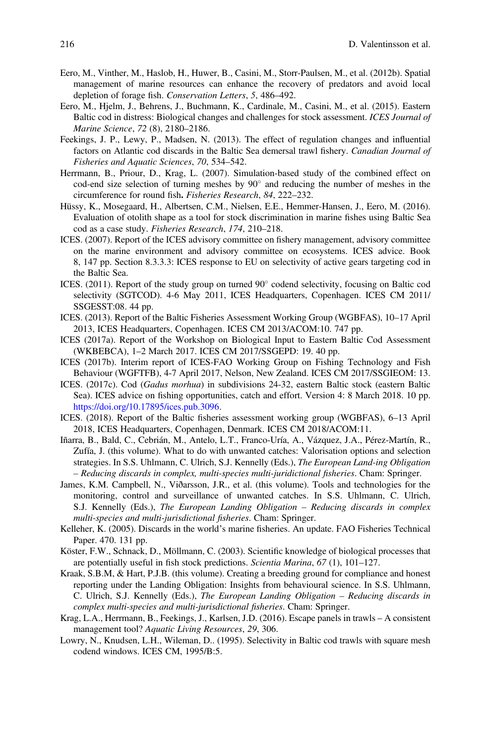Eero, M., Vinther, M., Haslob, H., Huwer, B., Casini, M., Storr-Paulsen, M., et al. (2012b). Spatial management of marine resources can enhance the recovery of predators and avoid local depletion of forage fish. *Conservation Letters*, *5*, 486–492.

Eero, M., Hjelm, J., Behrens, J., Buchmann, K., Cardinale, M., Casini, M., et al. (2015). Eastern Baltic cod in distress: Biological changes and challenges for stock assessment. *ICES Journal of Marine Science*, *72* (8), 2180–2186.

Feekings, J. P., Lewy, P., Madsen, N. (2013). The effect of regulation changes and influential factors on Atlantic cod discards in the Baltic Sea demersal trawl fishery. *Canadian Journal of Fisheries and Aquatic Sciences*, *70*, 534–542.

Herrmann, B., Priour, D., Krag, L. (2007). Simulation-based study of the combined effect on cod-end size selection of turning meshes by 90° and reducing the number of meshes in the circumference for round fish**.** *Fisheries Research*, *84*, 222–232.

Hüssy, K., Mosegaard, H., Albertsen, C.M., Nielsen, E.E., Hemmer-Hansen, J., Eero, M. (2016). Evaluation of otolith shape as a tool for stock discrimination in marine fishes using Baltic Sea cod as a case study. *Fisheries Research*, *174*, 210–218.

ICES. (2007). Report of the ICES advisory committee on fishery management, advisory committee on the marine environment and advisory committee on ecosystems. ICES advice. Book 8, 147 pp. Section 8.3.3.3: ICES response to EU on selectivity of active gears targeting cod in the Baltic Sea.

ICES. (2011). Report of the study group on turned 90° codend selectivity, focusing on Baltic cod selectivity (SGTCOD). 4-6 May 2011, ICES Headquarters, Copenhagen. ICES CM 2011/ SSGESST:08. 44 pp.

ICES. (2013). Report of the Baltic Fisheries Assessment Working Group (WGBFAS), 10–17 April 2013, ICES Headquarters, Copenhagen. ICES CM 2013/ACOM:10. 747 pp.

ICES (2017a). Report of the Workshop on Biological Input to Eastern Baltic Cod Assessment (WKBEBCA), 1–2 March 2017. ICES CM 2017/SSGEPD: 19. 40 pp.

ICES (2017b). Interim report of ICES-FAO Working Group on Fishing Technology and Fish Behaviour (WGFTFB), 4-7 April 2017, Nelson, New Zealand. ICES CM 2017/SSGIEOM: 13.

ICES. (2017c). Cod (*Gadus morhua*) in subdivisions 24-32, eastern Baltic stock (eastern Baltic Sea). ICES advice on fishing opportunities, catch and effort. Version 4: 8 March 2018. 10 pp. https://doi.org/10.17895/ices.pub.3096.

ICES. (2018). Report of the Baltic fisheries assessment working group (WGBFAS), 6–13 April 2018, ICES Headquarters, Copenhagen, Denmark. ICES CM 2018/ACOM:11.

Iñarra, B., Bald, C., Cebrián, M., Antelo, L.T., Franco-Uría, A., Vázquez, J.A., Pérez-Martín, R., Zufía, J. (this volume). What to do with unwanted catches: Valorisation options and selection strategies. In S.S. Uhlmann, C. Ulrich, S.J. Kennelly (Eds.), *The European Land-ing Obligation – Reducing discards in complex, multi-species multi-juridictional fisheries*. Cham: Springer.

James, K.M. Campbell, N., Viðarsson, J.R., et al. (this volume). Tools and technologies for the monitoring, control and surveillance of unwanted catches. In S.S. Uhlmann, C. Ulrich, S.J. Kennelly (Eds.), *The European Landing Obligation – Reducing discards in complex multi-species and multi-jurisdictional fisheries*. Cham: Springer.

Kelleher, K. (2005). Discards in the world's marine fisheries. An update. FAO Fisheries Technical Paper. 470. 131 pp.

Köster, F.W., Schnack, D., Möllmann, C. (2003). Scientific knowledge of biological processes that are potentially useful in fish stock predictions. *Scientia Marina*, *67* (1), 101–127.

Kraak, S.B.M, & Hart, P.J.B. (this volume). Creating a breeding ground for compliance and honest reporting under the Landing Obligation: Insights from behavioural science. In S.S. Uhlmann, C. Ulrich, S.J. Kennelly (Eds.), *The European Landing Obligation – Reducing discards in complex multi-species and multi-jurisdictional fisheries*. Cham: Springer.

Krag, L.A., Herrmann, B., Feekings, J., Karlsen, J.D. (2016). Escape panels in trawls – A consistent management tool? *Aquatic Living Resources*, *29*, 306.

Lowry, N., Knudsen, L.H., Wileman, D.. (1995). Selectivity in Baltic cod trawls with square mesh codend windows. ICES CM, 1995/B:5.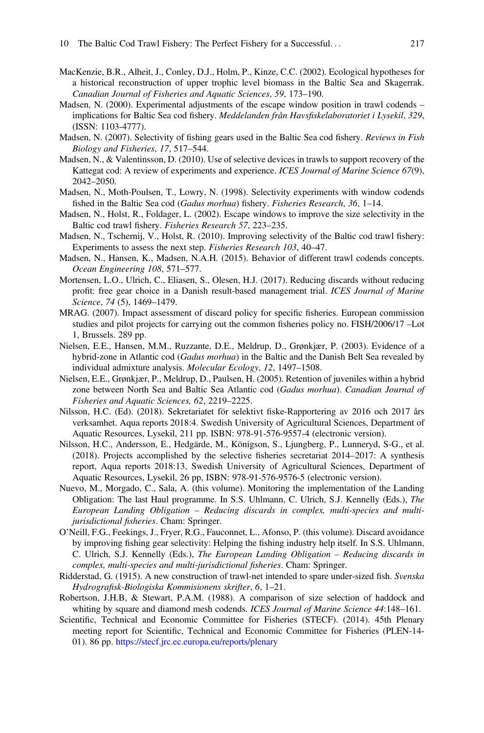MacKenzie, B.R., Alheit, J., Conley, D.J., Holm, P., Kinze, C.C. (2002). Ecological hypotheses for a historical reconstruction of upper trophic level biomass in the Baltic Sea and Skagerrak. *Canadian Journal of Fisheries and Aquatic Sciences*, *59*, 173–190.

Madsen, N. (2000). Experimental adjustments of the escape window position in trawl codends – implications for Baltic Sea cod fishery. *Meddelanden från Havsfiskelaboratoriet i Lysekil*, *329*, (ISSN: 1103-4777).

Madsen, N. (2007). Selectivity of fishing gears used in the Baltic Sea cod fishery. *Reviews in Fish Biology and Fisheries*, *17*, 517–544.

Madsen, N., & Valentinsson, D. (2010). Use of selective devices in trawls to support recovery of the Kattegat cod: A review of experiments and experience. *ICES Journal of Marine Science 67*(9), 2042–2050.

Madsen, N., Moth-Poulsen, T., Lowry, N. (1998). Selectivity experiments with window codends fished in the Baltic Sea cod (*Gadus morhua*) fishery. *Fisheries Research*, *36*, 1–14.

Madsen, N., Holst, R., Foldager, L. (2002). Escape windows to improve the size selectivity in the Baltic cod trawl fishery. *Fisheries Research 57*, 223–235.

Madsen, N., Tschernij, V., Holst, R. (2010). Improving selectivity of the Baltic cod trawl fishery: Experiments to assess the next step. *Fisheries Research 103*, 40–47.

Madsen, N., Hansen, K., Madsen, N.A.H. (2015). Behavior of different trawl codends concepts. *Ocean Engineering 108*, 571–577.

Mortensen, L.O., Ulrich, C., Eliasen, S., Olesen, H.J. (2017). Reducing discards without reducing profit: free gear choice in a Danish result-based management trial. *ICES Journal of Marine Science*, *74* (5), 1469–1479.

MRAG. (2007). Impact assessment of discard policy for specific fisheries. European commission studies and pilot projects for carrying out the common fisheries policy no. FISH/2006/17 –Lot 1, Brussels. 289 pp.

Nielsen, E.E., Hansen, M.M., Ruzzante, D.E., Meldrup, D., Grønkjær, P. (2003). Evidence of a hybrid-zone in Atlantic cod (*Gadus morhua*) in the Baltic and the Danish Belt Sea revealed by individual admixture analysis. *Molecular Ecology*, *12*, 1497–1508.

Nielsen, E.E., Grønkjær, P., Meldrup, D., Paulsen, H. (2005). Retention of juveniles within a hybrid zone between North Sea and Baltic Sea Atlantic cod (*Gadus morhua*). *Canadian Journal of Fisheries and Aquatic Sciences, 62*, 2219–2225.

Nilsson, H.C. (Ed). (2018). Sekretariatet för selektivt fiske-Rapportering av 2016 och 2017 års verksamhet. Aqua reports 2018:4. Swedish University of Agricultural Sciences, Department of Aquatic Resources, Lysekil, 211 pp. ISBN: 978-91-576-9557-4 (electronic version).

Nilsson, H.C., Andersson, E., Hedgärde, M., Königson, S., Ljungberg, P., Lunneryd, S-G., et al. (2018). Projects accomplished by the selective fisheries secretariat 2014–2017: A synthesis report, Aqua reports 2018:13, Swedish University of Agricultural Sciences, Department of Aquatic Resources, Lysekil, 26 pp, ISBN: 978-91-576-9576-5 (electronic version).

Nuevo, M., Morgado, C., Sala, A. (this volume). Monitoring the implementation of the Landing Obligation: The last Haul programme. In S.S. Uhlmann, C. Ulrich, S.J. Kennelly (Eds.), *The European Landing Obligation – Reducing discards in complex, multi-species and multi-jurisdictional fisheries*. Cham: Springer.

O'Neill, F.G., Feekings, J., Fryer, R.G., Fauconnet, L., Afonso, P. (this volume). Discard avoidance by improving fishing gear selectivity: Helping the fishing industry help itself. In S.S. Uhlmann, C. Ulrich, S.J. Kennelly (Eds.), *The European Landing Obligation – Reducing discards in complex, multi-species and multi-jurisdictional fisheries*. Cham: Springer.

Ridderstad, G. (1915). A new construction of trawl-net intended to spare under-sized fish. *Svenska Hydrografisk-Biologiska Kommisionens skrifter*, *6*, 1–21.

Robertson, J.H.B, & Stewart, P.A.M. (1988). A comparison of size selection of haddock and whiting by square and diamond mesh codends. *ICES Journal of Marine Science 44*:148–161.

Scientific, Technical and Economic Committee for Fisheries (STECF). (2014). 45th Plenary meeting report for Scientific, Technical and Economic Committee for Fisheries (PLEN-14-01). 86 pp. https://stecf.jrc.ec.europa.eu/reports/plenary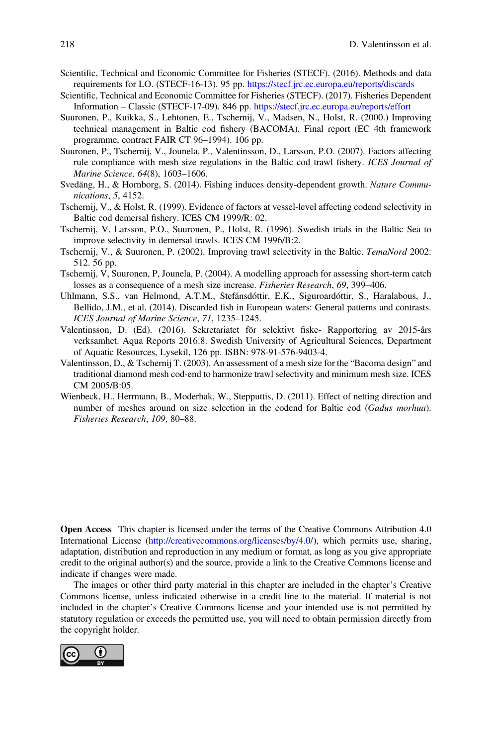Scientific, Technical and Economic Committee for Fisheries (STECF). (2016). Methods and data requirements for LO. (STECF-16-13). 95 pp. https://stecf.jrc.ec.europa.eu/reports/discards

Scientific, Technical and Economic Committee for Fisheries (STECF). (2017). Fisheries Dependent Information – Classic (STECF-17-09). 846 pp. https://stecf.jrc.ec.europa.eu/reports/effort

Suuronen, P., Kuikka, S., Lehtonen, E., Tschernij, V., Madsen, N., Holst, R. (2000.) Improving technical management in Baltic cod fishery (BACOMA). Final report (EC 4th framework programme, contract FAIR CT 96–1994). 106 pp.

Suuronen, P., Tschernij, V., Jounela, P., Valentinsson, D., Larsson, P.O. (2007). Factors affecting rule compliance with mesh size regulations in the Baltic cod trawl fishery. *ICES Journal of Marine Science, 64*(8), 1603–1606.

Svedäng, H., & Hornborg, S. (2014). Fishing induces density-dependent growth. *Nature Communications*, *5*, 4152.

Tschernij, V., & Holst, R. (1999). Evidence of factors at vessel-level affecting codend selectivity in Baltic cod demersal fishery. ICES CM 1999/R: 02.

Tschernij, V, Larsson, P.O., Suuronen, P., Holst, R. (1996). Swedish trials in the Baltic Sea to improve selectivity in demersal trawls. ICES CM 1996/B:2.

Tschernij, V., & Suuronen, P. (2002). Improving trawl selectivity in the Baltic. *TemaNord* 2002: 512. 56 pp.

Tschernij, V, Suuronen, P, Jounela, P. (2004). A modelling approach for assessing short-term catch losses as a consequence of a mesh size increase. *Fisheries Research*, *69*, 399–406.

Uhlmann, S.S., van Helmond, A.T.M., Stefánsdóttir, E.K., Siguroardóttir, S., Haralabous, J., Bellido, J.M., et al. (2014). Discarded fish in European waters: General patterns and contrasts. *ICES Journal of Marine Science*, *71*, 1235–1245.

Valentinsson, D. (Ed). (2016). Sekretariatet för selektivt fiske- Rapportering av 2015-års verksamhet. Aqua Reports 2016:8. Swedish University of Agricultural Sciences, Department of Aquatic Resources, Lysekil, 126 pp. ISBN: 978-91-576-9403-4.

Valentinsson, D., & Tschernij T. (2003). An assessment of a mesh size for the "Bacoma design" and traditional diamond mesh cod-end to harmonize trawl selectivity and minimum mesh size. ICES CM 2005/B:05.

Wienbeck, H., Herrmann, B., Moderhak, W., Stepputtis, D. (2011). Effect of netting direction and number of meshes around on size selection in the codend for Baltic cod (*Gadus morhua*). *Fisheries Research*, *109*, 80–88.

**Open Access** This chapter is licensed under the terms of the Creative Commons Attribution 4.0 International License (http://creativecommons.org/licenses/by/4.0/), which permits use, sharing, adaptation, distribution and reproduction in any medium or format, as long as you give appropriate credit to the original author(s) and the source, provide a link to the Creative Commons license and indicate if changes were made.

The images or other third party material in this chapter are included in the chapter's Creative Commons license, unless indicated otherwise in a credit line to the material. If material is not included in the chapter's Creative Commons license and your intended use is not permitted by statutory regulation or exceeds the permitted use, you will need to obtain permission directly from the copyright holder.